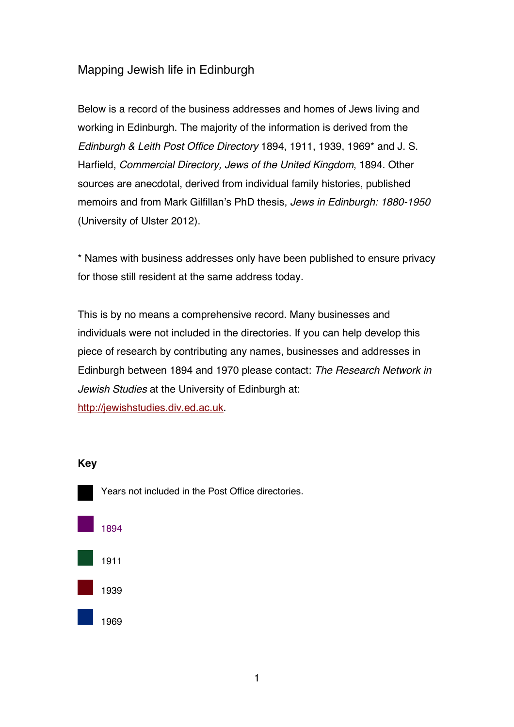# Mapping Jewish life in Edinburgh

Below is a record of the business addresses and homes of Jews living and working in Edinburgh. The majority of the information is derived from the *Edinburgh & Leith Post Office Directory* 1894, 1911, 1939, 1969* and J. S. Harfield, *Commercial Directory, Jews of the United Kingdom*, 1894. Other sources are anecdotal, derived from individual family histories, published memoirs and from Mark Gilfillan's PhD thesis, *Jews in Edinburgh: 1880-1950* (University of Ulster 2012).

* Names with business addresses only have been published to ensure privacy for those still resident at the same address today.

This is by no means a comprehensive record. Many businesses and individuals were not included in the directories. If you can help develop this piece of research by contributing any names, businesses and addresses in Edinburgh between 1894 and 1970 please contact: *The Research Network in Jewish Studies* at the University of Edinburgh at: [http://jewishstudies.div.ed.ac.uk](http://jewishstudies.div.ed.ac.uk).

**Key**

- Black: Years not included in the Post Office directories.
- Purple: 1894
- Green: 1911
- Dark red: 1939
- Blue: 1969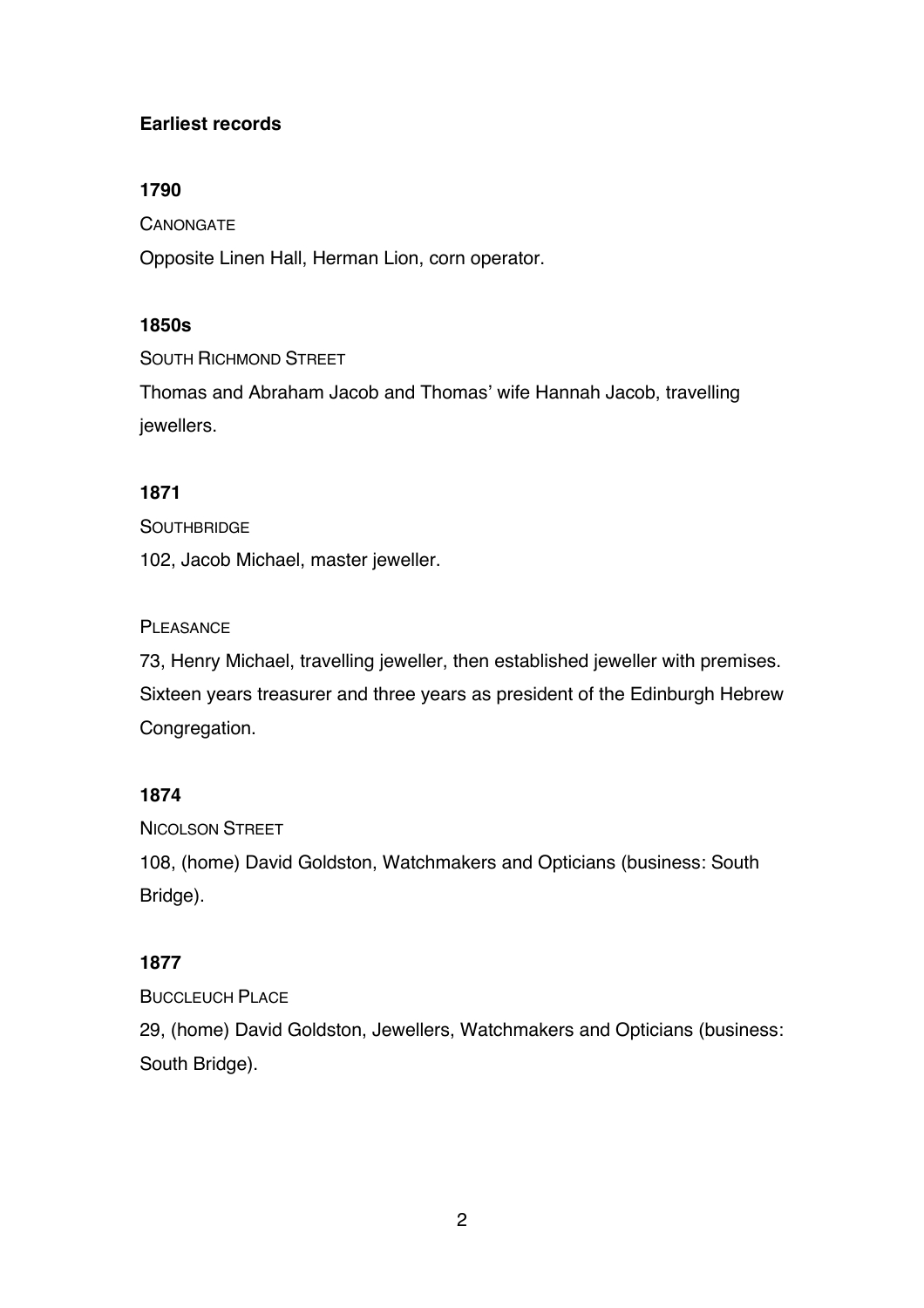## Earliest records

### 1790

CANONGATE

Opposite Linen Hall, Herman Lion, corn operator.

### 1850s

SOUTH RICHMOND STREET

Thomas and Abraham Jacob and Thomas' wife Hannah Jacob, travelling jewellers.

### 1871

SOUTHBRIDGE

102, Jacob Michael, master jeweller.

PLEASANCE

73, Henry Michael, travelling jeweller, then established jeweller with premises. Sixteen years treasurer and three years as president of the Edinburgh Hebrew Congregation.

### 1874

NICOLSON STREET

108, (home) David Goldston, Watchmakers and Opticians (business: South Bridge).

### 1877

BUCCLEUCH PLACE

29, (home) David Goldston, Jewellers, Watchmakers and Opticians (business: South Bridge).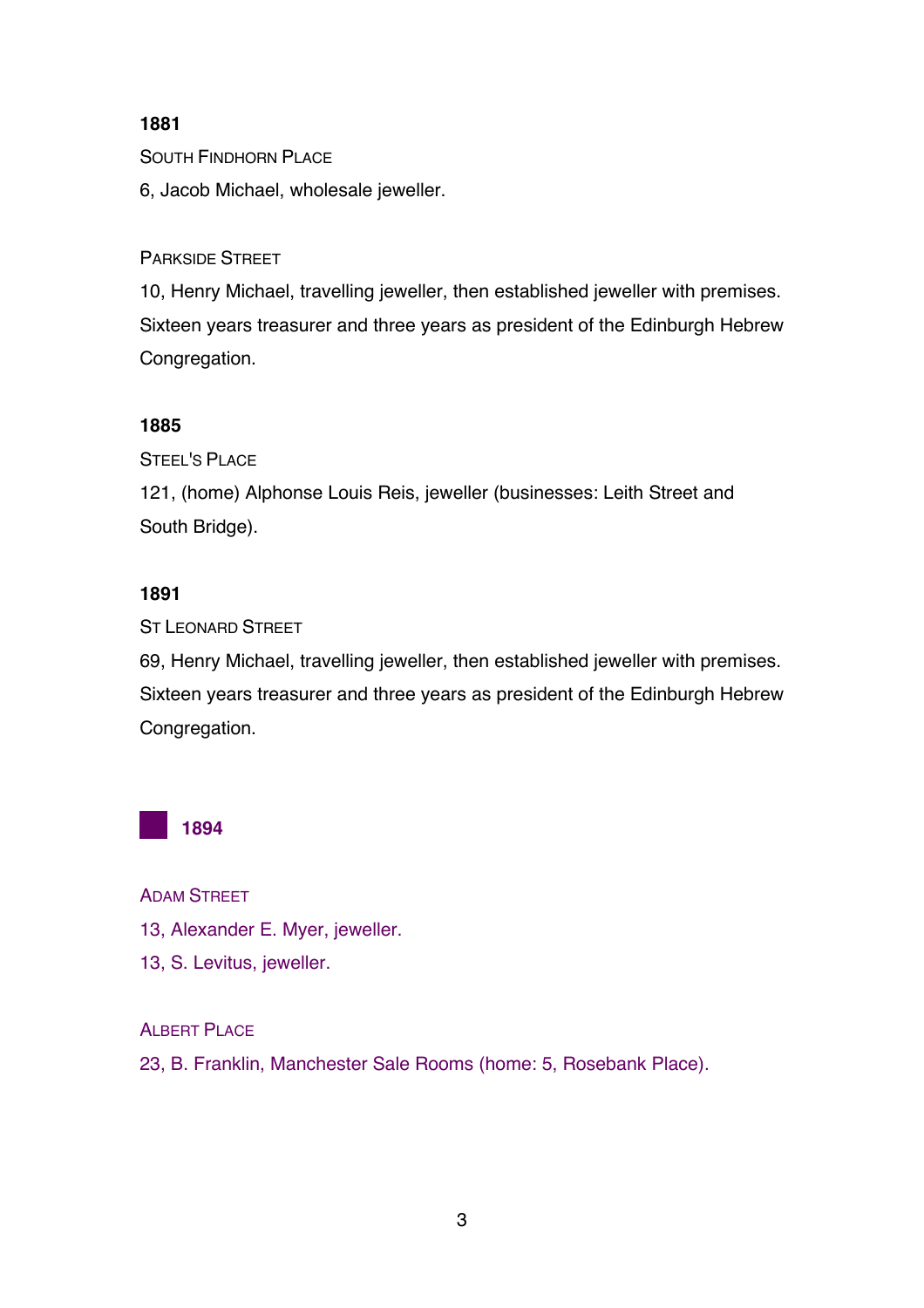**1881**

South Findhorn Place

6, Jacob Michael, wholesale jeweller.

Parkside Street

10, Henry Michael, travelling jeweller, then established jeweller with premises. Sixteen years treasurer and three years as president of the Edinburgh Hebrew Congregation.

**1885**

Steel's Place

121, (home) Alphonse Louis Reis, jeweller (businesses: Leith Street and South Bridge).

**1891**

St Leonard Street

69, Henry Michael, travelling jeweller, then established jeweller with premises. Sixteen years treasurer and three years as president of the Edinburgh Hebrew Congregation.

## 1894

Adam Street

13, Alexander E. Myer, jeweller.

13, S. Levitus, jeweller.

Albert Place

23, B. Franklin, Manchester Sale Rooms (home: 5, Rosebank Place).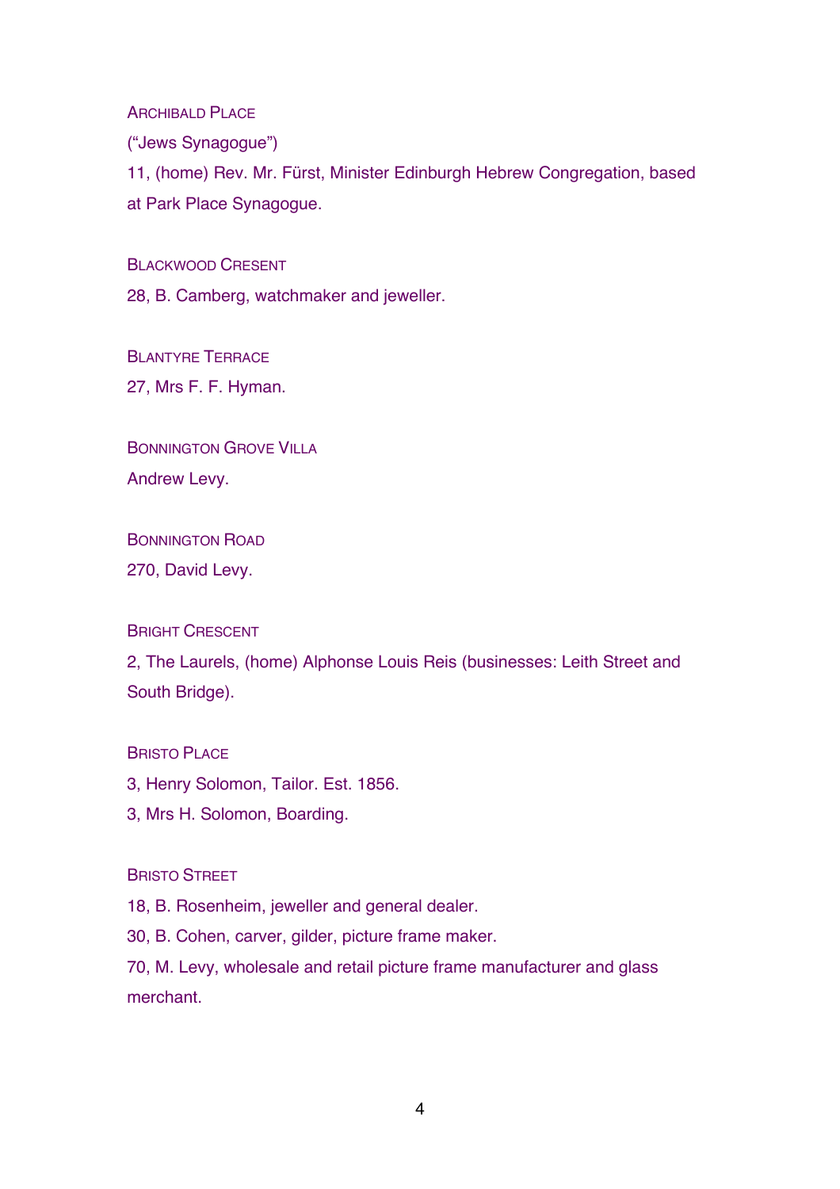Archibald Place

("Jews Synagogue")

11, (home) Rev. Mr. Fürst, Minister Edinburgh Hebrew Congregation, based at Park Place Synagogue.

Blackwood Cresent

28, B. Camberg, watchmaker and jeweller.

Blantyre Terrace

27, Mrs F. F. Hyman.

Bonnington Grove Villa

Andrew Levy.

Bonnington Road

270, David Levy.

Bright Crescent

2, The Laurels, (home) Alphonse Louis Reis (businesses: Leith Street and South Bridge).

Bristo Place

3, Henry Solomon, Tailor. Est. 1856.

3, Mrs H. Solomon, Boarding.

Bristo Street

18, B. Rosenheim, jeweller and general dealer.

30, B. Cohen, carver, gilder, picture frame maker.

70, M. Levy, wholesale and retail picture frame manufacturer and glass merchant.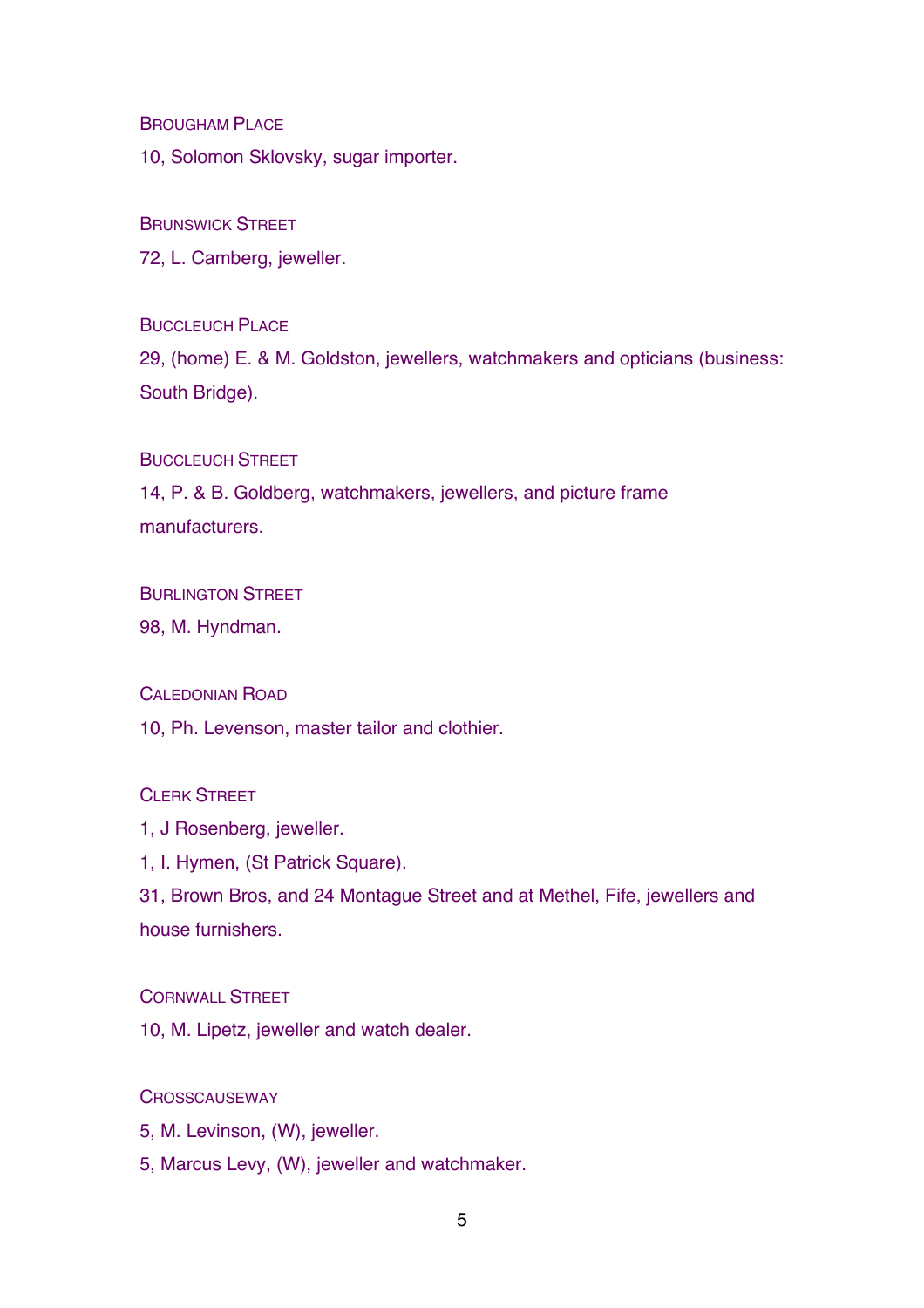BROUGHAM PLACE

10, Solomon Sklovsky, sugar importer.

BRUNSWICK STREET

72, L. Camberg, jeweller.

BUCCLEUCH PLACE

29, (home) E. & M. Goldston, jewellers, watchmakers and opticians (business: South Bridge).

BUCCLEUCH STREET

14, P. & B. Goldberg, watchmakers, jewellers, and picture frame manufacturers.

BURLINGTON STREET

98, M. Hyndman.

CALEDONIAN ROAD

10, Ph. Levenson, master tailor and clothier.

CLERK STREET

1, J Rosenberg, jeweller.

1, I. Hymen, (St Patrick Square).

31, Brown Bros, and 24 Montague Street and at Methel, Fife, jewellers and house furnishers.

CORNWALL STREET

10, M. Lipetz, jeweller and watch dealer.

CROSSCAUSEWAY

5, M. Levinson, (W), jeweller.

5, Marcus Levy, (W), jeweller and watchmaker.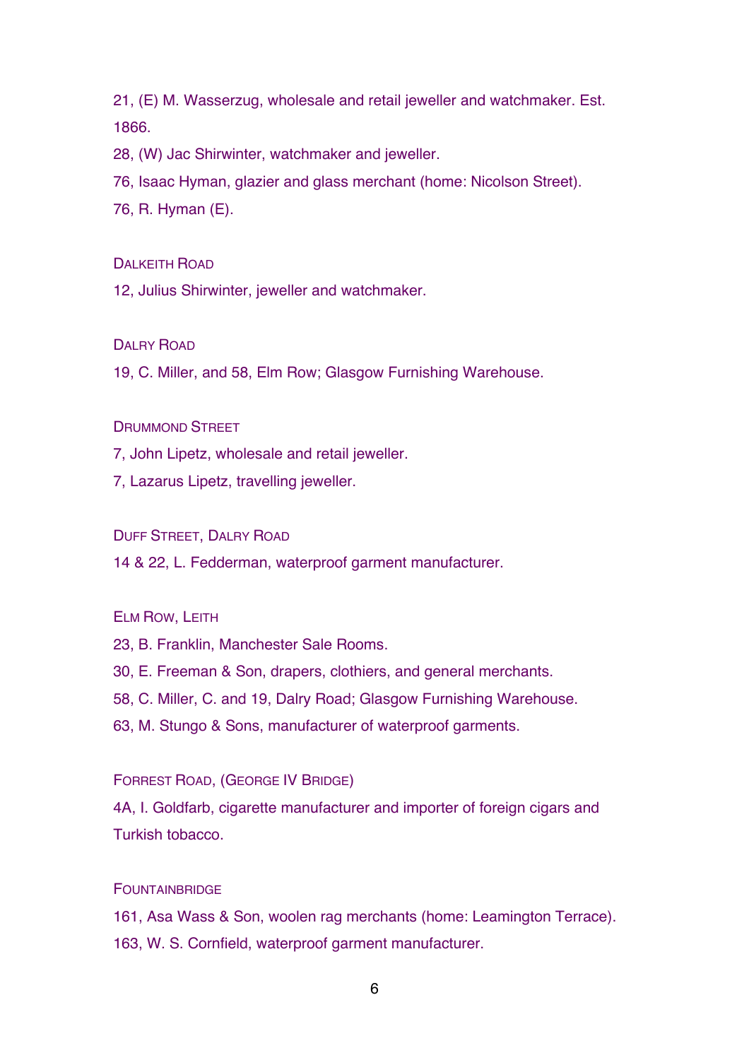21, (E) M. Wasserzug, wholesale and retail jeweller and watchmaker. Est. 1866.

28, (W) Jac Shirwinter, watchmaker and jeweller.

76, Isaac Hyman, glazier and glass merchant (home: Nicolson Street).

76, R. Hyman (E).

### Dalkeith Road

12, Julius Shirwinter, jeweller and watchmaker.

### Dalry Road

19, C. Miller, and 58, Elm Row; Glasgow Furnishing Warehouse.

### Drummond Street

7, John Lipetz, wholesale and retail jeweller.

7, Lazarus Lipetz, travelling jeweller.

### Duff Street, Dalry Road

14 & 22, L. Fedderman, waterproof garment manufacturer.

### Elm Row, Leith

23, B. Franklin, Manchester Sale Rooms.

30, E. Freeman & Son, drapers, clothiers, and general merchants.

58, C. Miller, C. and 19, Dalry Road; Glasgow Furnishing Warehouse.

63, M. Stungo & Sons, manufacturer of waterproof garments.

### Forrest Road, (George IV Bridge)

4A, I. Goldfarb, cigarette manufacturer and importer of foreign cigars and Turkish tobacco.

### Fountainbridge

161, Asa Wass & Son, woolen rag merchants (home: Leamington Terrace).

163, W. S. Cornfield, waterproof garment manufacturer.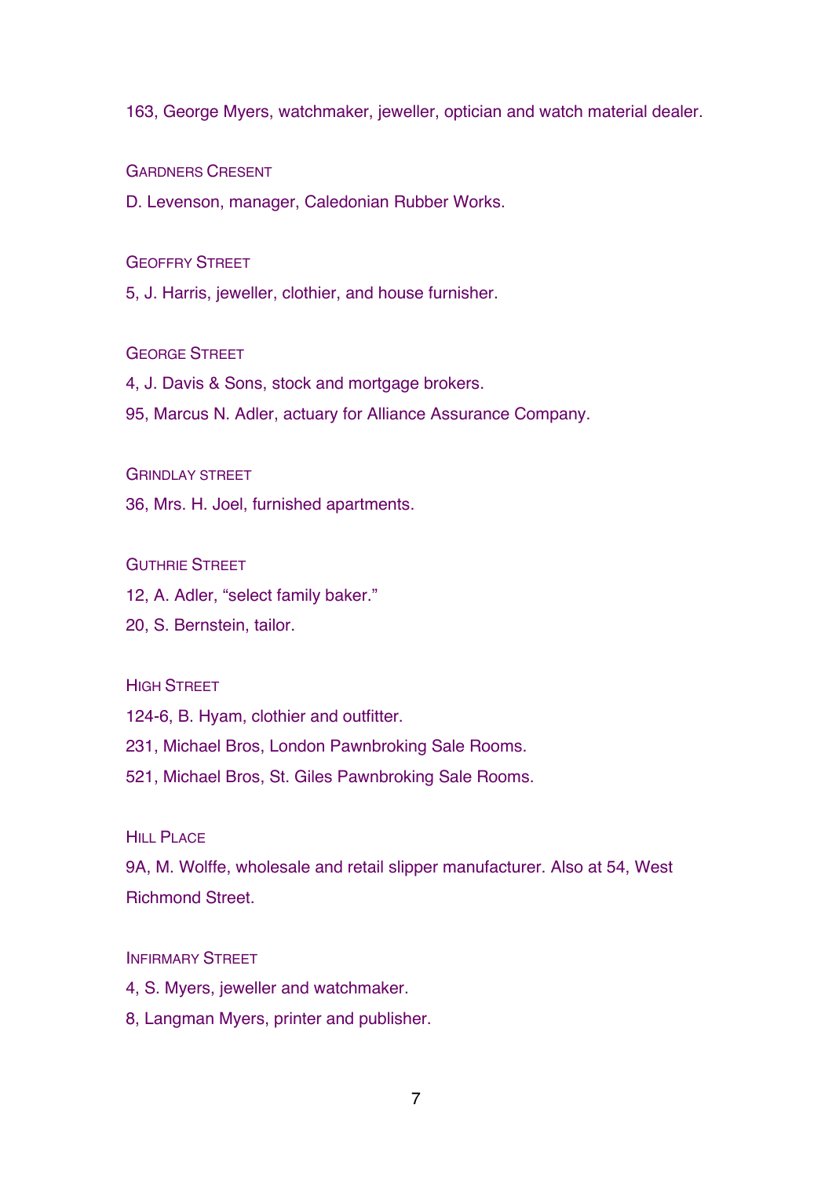163, George Myers, watchmaker, jeweller, optician and watch material dealer.

### Gardners Cresent

D. Levenson, manager, Caledonian Rubber Works.

### Geoffry Street

5, J. Harris, jeweller, clothier, and house furnisher.

### George Street

4, J. Davis & Sons, stock and mortgage brokers.

95, Marcus N. Adler, actuary for Alliance Assurance Company.

### Grindlay street

36, Mrs. H. Joel, furnished apartments.

### Guthrie Street

12, A. Adler, "select family baker."

20, S. Bernstein, tailor.

### High Street

124-6, B. Hyam, clothier and outfitter.

231, Michael Bros, London Pawnbroking Sale Rooms.

521, Michael Bros, St. Giles Pawnbroking Sale Rooms.

### Hill Place

9A, M. Wolffe, wholesale and retail slipper manufacturer. Also at 54, West Richmond Street.

### Infirmary Street

4, S. Myers, jeweller and watchmaker.

8, Langman Myers, printer and publisher.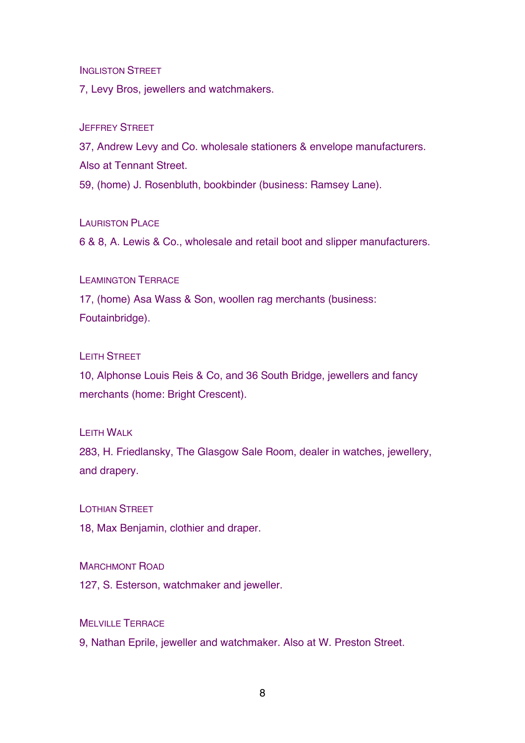### Ingliston Street

7, Levy Bros, jewellers and watchmakers.

### Jeffrey Street

37, Andrew Levy and Co. wholesale stationers & envelope manufacturers. Also at Tennant Street.

59, (home) J. Rosenbluth, bookbinder (business: Ramsey Lane).

### Lauriston Place

6 & 8, A. Lewis & Co., wholesale and retail boot and slipper manufacturers.

### Leamington Terrace

17, (home) Asa Wass & Son, woollen rag merchants (business: Foutainbridge).

### Leith Street

10, Alphonse Louis Reis & Co, and 36 South Bridge, jewellers and fancy merchants (home: Bright Crescent).

### Leith Walk

283, H. Friedlansky, The Glasgow Sale Room, dealer in watches, jewellery, and drapery.

### Lothian Street

18, Max Benjamin, clothier and draper.

### Marchmont Road

127, S. Esterson, watchmaker and jeweller.

### Melville Terrace

9, Nathan Eprile, jeweller and watchmaker. Also at W. Preston Street.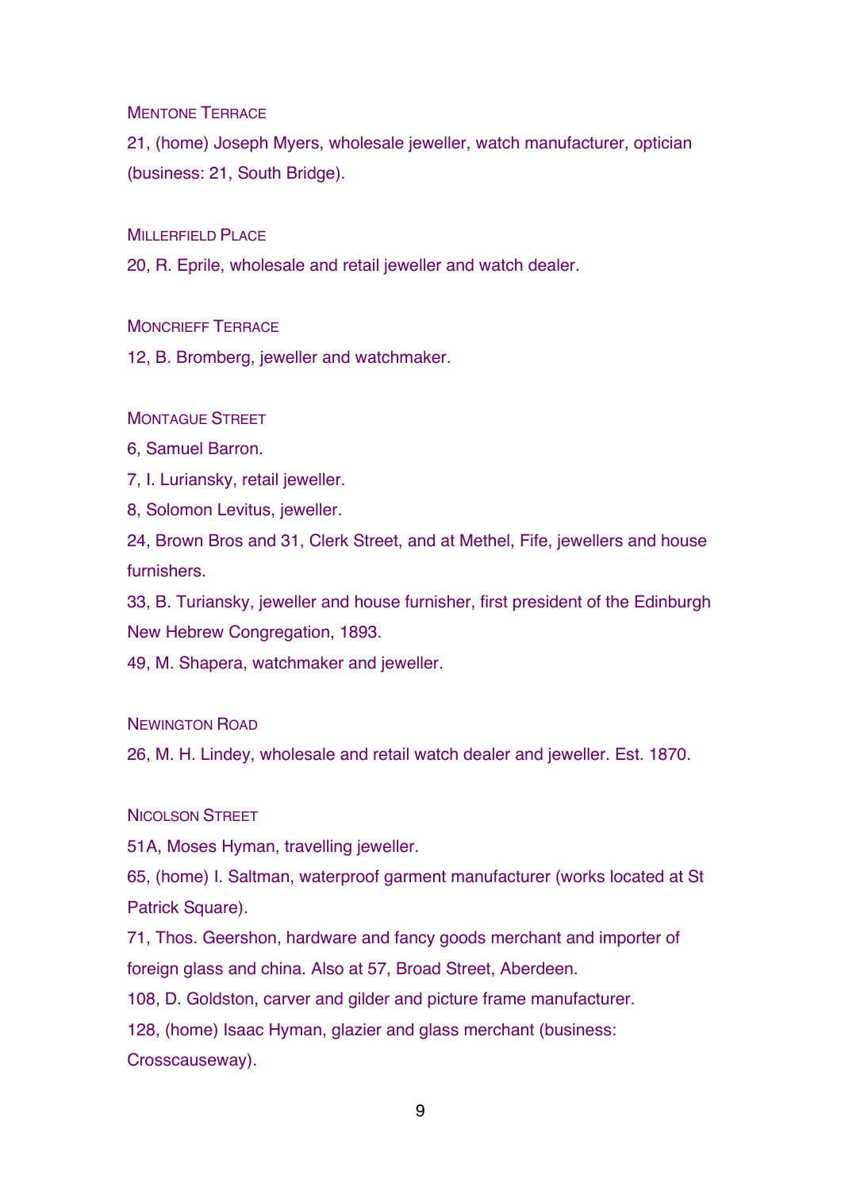### Mentone Terrace

21, (home) Joseph Myers, wholesale jeweller, watch manufacturer, optician (business: 21, South Bridge).

### Millerfield Place

20, R. Eprile, wholesale and retail jeweller and watch dealer.

### Moncrieff Terrace

12, B. Bromberg, jeweller and watchmaker.

### Montague Street

6, Samuel Barron.

7, I. Luriansky, retail jeweller.

8, Solomon Levitus, jeweller.

24, Brown Bros and 31, Clerk Street, and at Methel, Fife, jewellers and house furnishers.

33, B. Turiansky, jeweller and house furnisher, first president of the Edinburgh New Hebrew Congregation, 1893.

49, M. Shapera, watchmaker and jeweller.

### Newington Road

26, M. H. Lindey, wholesale and retail watch dealer and jeweller. Est. 1870.

### Nicolson Street

51A, Moses Hyman, travelling jeweller.

65, (home) I. Saltman, waterproof garment manufacturer (works located at St Patrick Square).

71, Thos. Geershon, hardware and fancy goods merchant and importer of foreign glass and china. Also at 57, Broad Street, Aberdeen.

108, D. Goldston, carver and gilder and picture frame manufacturer.

128, (home) Isaac Hyman, glazier and glass merchant (business: Crosscauseway).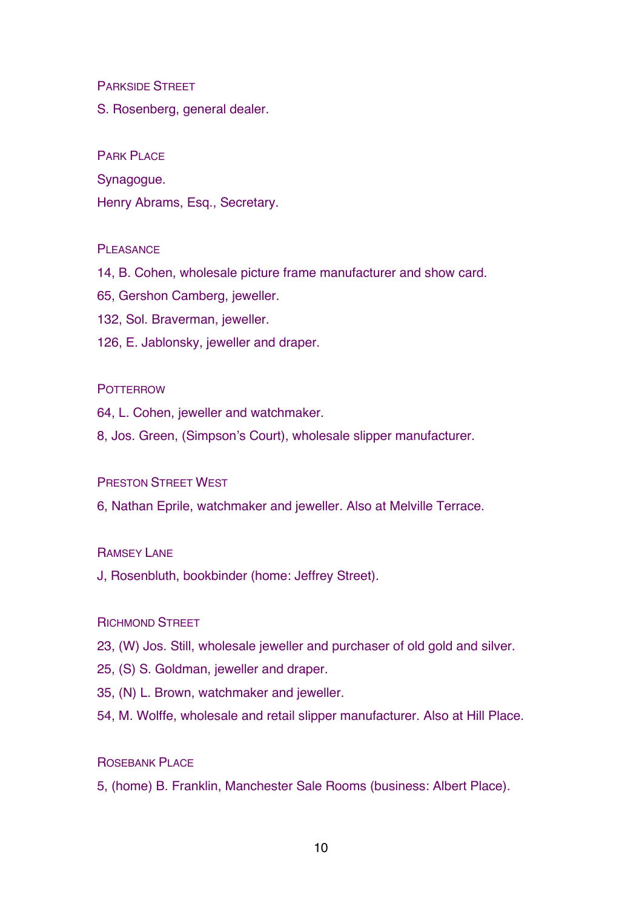Parkside Street

S. Rosenberg, general dealer.

Park Place

Synagogue.

Henry Abrams, Esq., Secretary.

Pleasance

14, B. Cohen, wholesale picture frame manufacturer and show card.

65, Gershon Camberg, jeweller.

132, Sol. Braverman, jeweller.

126, E. Jablonsky, jeweller and draper.

Potterrow

64, L. Cohen, jeweller and watchmaker.

8, Jos. Green, (Simpson's Court), wholesale slipper manufacturer.

Preston Street West

6, Nathan Eprile, watchmaker and jeweller. Also at Melville Terrace.

Ramsey Lane

J, Rosenbluth, bookbinder (home: Jeffrey Street).

Richmond Street

23, (W) Jos. Still, wholesale jeweller and purchaser of old gold and silver.

25, (S) S. Goldman, jeweller and draper.

35, (N) L. Brown, watchmaker and jeweller.

54, M. Wolffe, wholesale and retail slipper manufacturer. Also at Hill Place.

Rosebank Place

5, (home) B. Franklin, Manchester Sale Rooms (business: Albert Place).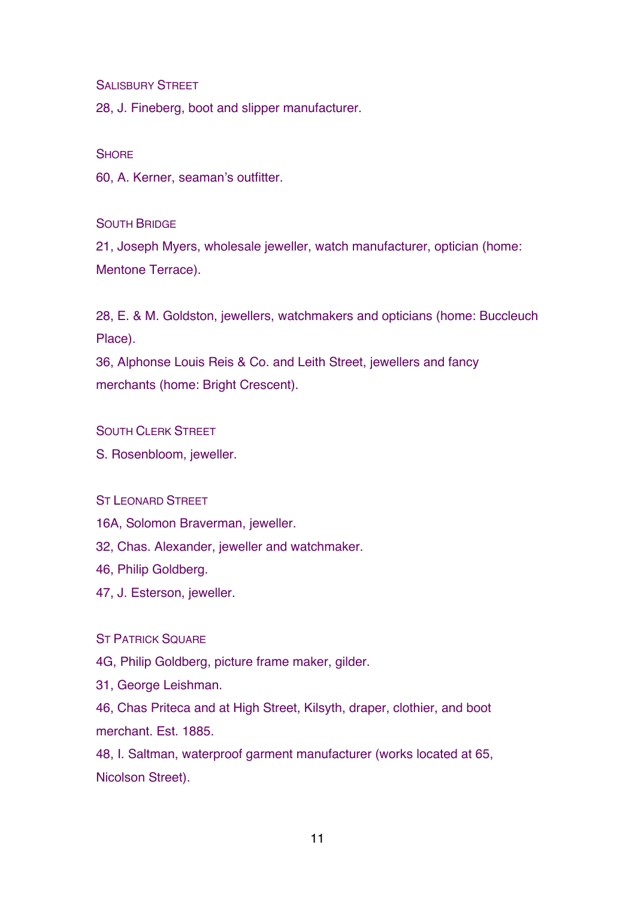## Salisbury Street

28, J. Fineberg, boot and slipper manufacturer.

## Shore

60, A. Kerner, seaman's outfitter.

## South Bridge

21, Joseph Myers, wholesale jeweller, watch manufacturer, optician (home: Mentone Terrace).

28, E. & M. Goldston, jewellers, watchmakers and opticians (home: Buccleuch Place).

36, Alphonse Louis Reis & Co. and Leith Street, jewellers and fancy merchants (home: Bright Crescent).

## South Clerk Street

S. Rosenbloom, jeweller.

## St Leonard Street

16A, Solomon Braverman, jeweller.

32, Chas. Alexander, jeweller and watchmaker.

46, Philip Goldberg.

47, J. Esterson, jeweller.

## St Patrick Square

4G, Philip Goldberg, picture frame maker, gilder.

31, George Leishman.

46, Chas Priteca and at High Street, Kilsyth, draper, clothier, and boot merchant. Est. 1885.

48, I. Saltman, waterproof garment manufacturer (works located at 65, Nicolson Street).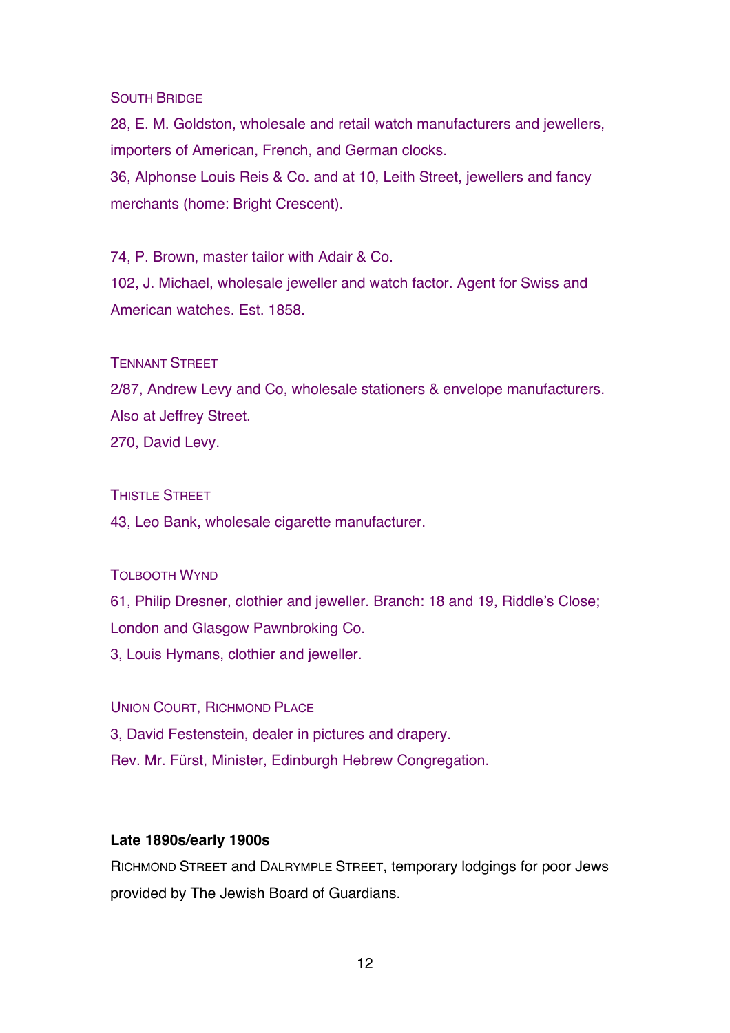SOUTH BRIDGE

28, E. M. Goldston, wholesale and retail watch manufacturers and jewellers, importers of American, French, and German clocks.

36, Alphonse Louis Reis & Co. and at 10, Leith Street, jewellers and fancy merchants (home: Bright Crescent).

74, P. Brown, master tailor with Adair & Co.

102, J. Michael, wholesale jeweller and watch factor. Agent for Swiss and American watches. Est. 1858.

TENNANT STREET

2/87, Andrew Levy and Co, wholesale stationers & envelope manufacturers. Also at Jeffrey Street.

270, David Levy.

THISTLE STREET

43, Leo Bank, wholesale cigarette manufacturer.

TOLBOOTH WYND

61, Philip Dresner, clothier and jeweller. Branch: 18 and 19, Riddle's Close; London and Glasgow Pawnbroking Co.

3, Louis Hymans, clothier and jeweller.

UNION COURT, RICHMOND PLACE

3, David Festenstein, dealer in pictures and drapery.

Rev. Mr. Fürst, Minister, Edinburgh Hebrew Congregation.

**Late 1890s/early 1900s**

RICHMOND STREET and DALRYMPLE STREET, temporary lodgings for poor Jews provided by The Jewish Board of Guardians.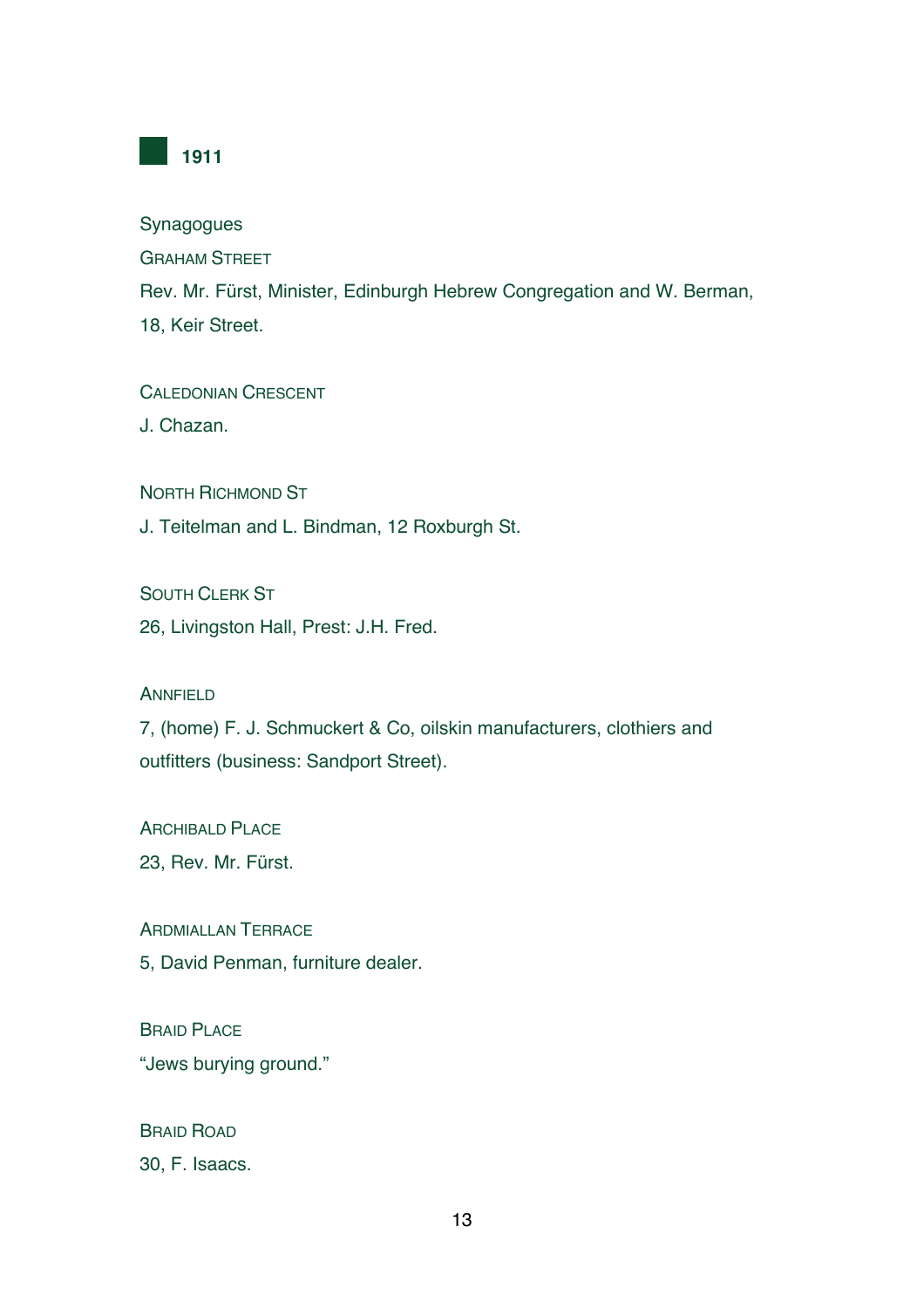## 1911

Synagogues

GRAHAM STREET

Rev. Mr. Fürst, Minister, Edinburgh Hebrew Congregation and W. Berman, 18, Keir Street.

CALEDONIAN CRESCENT

J. Chazan.

NORTH RICHMOND ST

J. Teitelman and L. Bindman, 12 Roxburgh St.

SOUTH CLERK ST

26, Livingston Hall, Prest: J.H. Fred.

ANNFIELD

7, (home) F. J. Schmuckert & Co, oilskin manufacturers, clothiers and outfitters (business: Sandport Street).

ARCHIBALD PLACE

23, Rev. Mr. Fürst.

ARDMIALLAN TERRACE

5, David Penman, furniture dealer.

BRAID PLACE

"Jews burying ground."

BRAID ROAD

30, F. Isaacs.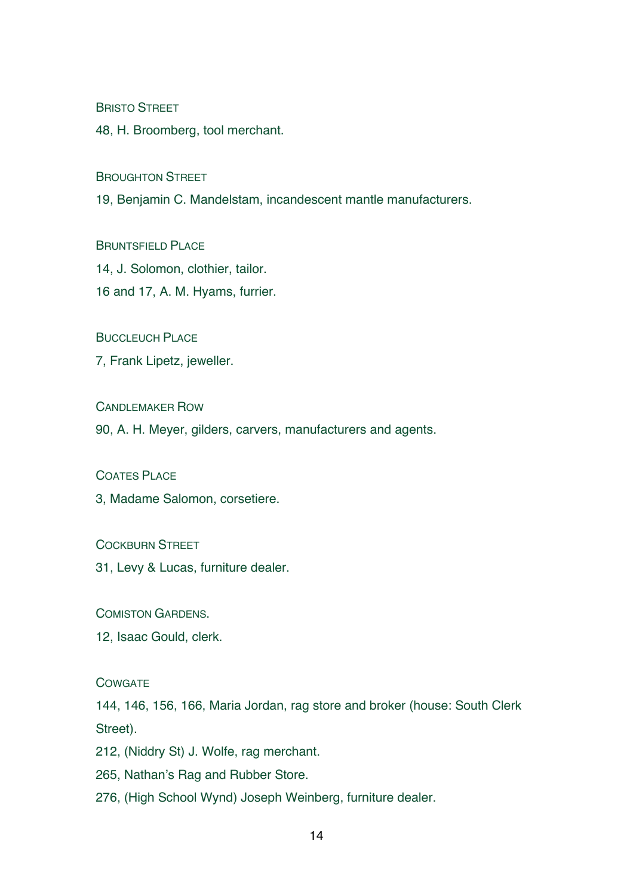BRISTO STREET

48, H. Broomberg, tool merchant.

BROUGHTON STREET

19, Benjamin C. Mandelstam, incandescent mantle manufacturers.

BRUNTSFIELD PLACE

14, J. Solomon, clothier, tailor.

16 and 17, A. M. Hyams, furrier.

BUCCLEUCH PLACE

7, Frank Lipetz, jeweller.

CANDLEMAKER ROW

90, A. H. Meyer, gilders, carvers, manufacturers and agents.

COATES PLACE

3, Madame Salomon, corsetiere.

COCKBURN STREET

31, Levy & Lucas, furniture dealer.

COMISTON GARDENS.

12, Isaac Gould, clerk.

COWGATE

144, 146, 156, 166, Maria Jordan, rag store and broker (house: South Clerk Street).

212, (Niddry St) J. Wolfe, rag merchant.

265, Nathan's Rag and Rubber Store.

276, (High School Wynd) Joseph Weinberg, furniture dealer.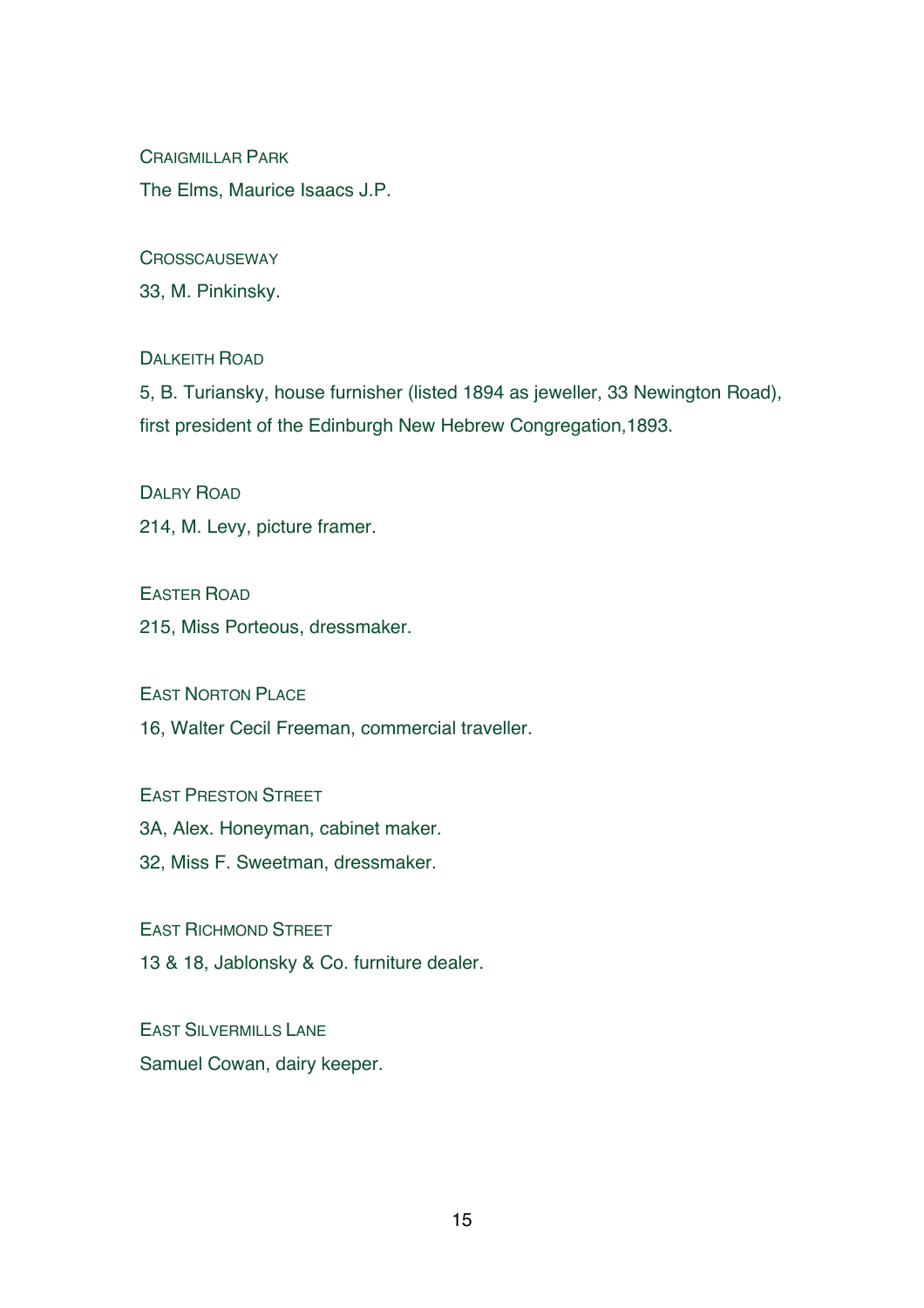Craigmillar Park

The Elms, Maurice Isaacs J.P.

Crosscauseway

33, M. Pinkinsky.

Dalkeith Road

5, B. Turiansky, house furnisher (listed 1894 as jeweller, 33 Newington Road), first president of the Edinburgh New Hebrew Congregation,1893.

Dalry Road

214, M. Levy, picture framer.

Easter Road

215, Miss Porteous, dressmaker.

East Norton Place

16, Walter Cecil Freeman, commercial traveller.

East Preston Street

3A, Alex. Honeyman, cabinet maker.

32, Miss F. Sweetman, dressmaker.

East Richmond Street

13 & 18, Jablonsky & Co. furniture dealer.

East Silvermills Lane

Samuel Cowan, dairy keeper.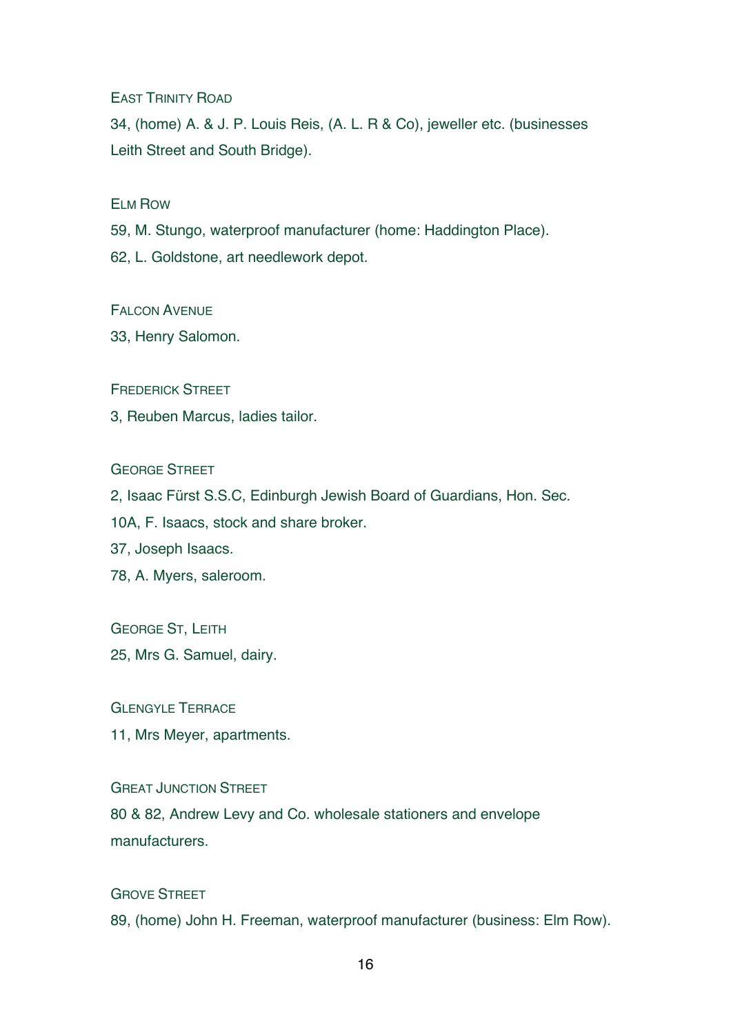East Trinity Road

34, (home) A. & J. P. Louis Reis, (A. L. R & Co), jeweller etc. (businesses Leith Street and South Bridge).

Elm Row

59, M. Stungo, waterproof manufacturer (home: Haddington Place).

62, L. Goldstone, art needlework depot.

Falcon Avenue

33, Henry Salomon.

Frederick Street

3, Reuben Marcus, ladies tailor.

George Street

2, Isaac Fürst S.S.C, Edinburgh Jewish Board of Guardians, Hon. Sec.

10A, F. Isaacs, stock and share broker.

37, Joseph Isaacs.

78, A. Myers, saleroom.

George St, Leith

25, Mrs G. Samuel, dairy.

Glengyle Terrace

11, Mrs Meyer, apartments.

Great Junction Street

80 & 82, Andrew Levy and Co. wholesale stationers and envelope manufacturers.

Grove Street

89, (home) John H. Freeman, waterproof manufacturer (business: Elm Row).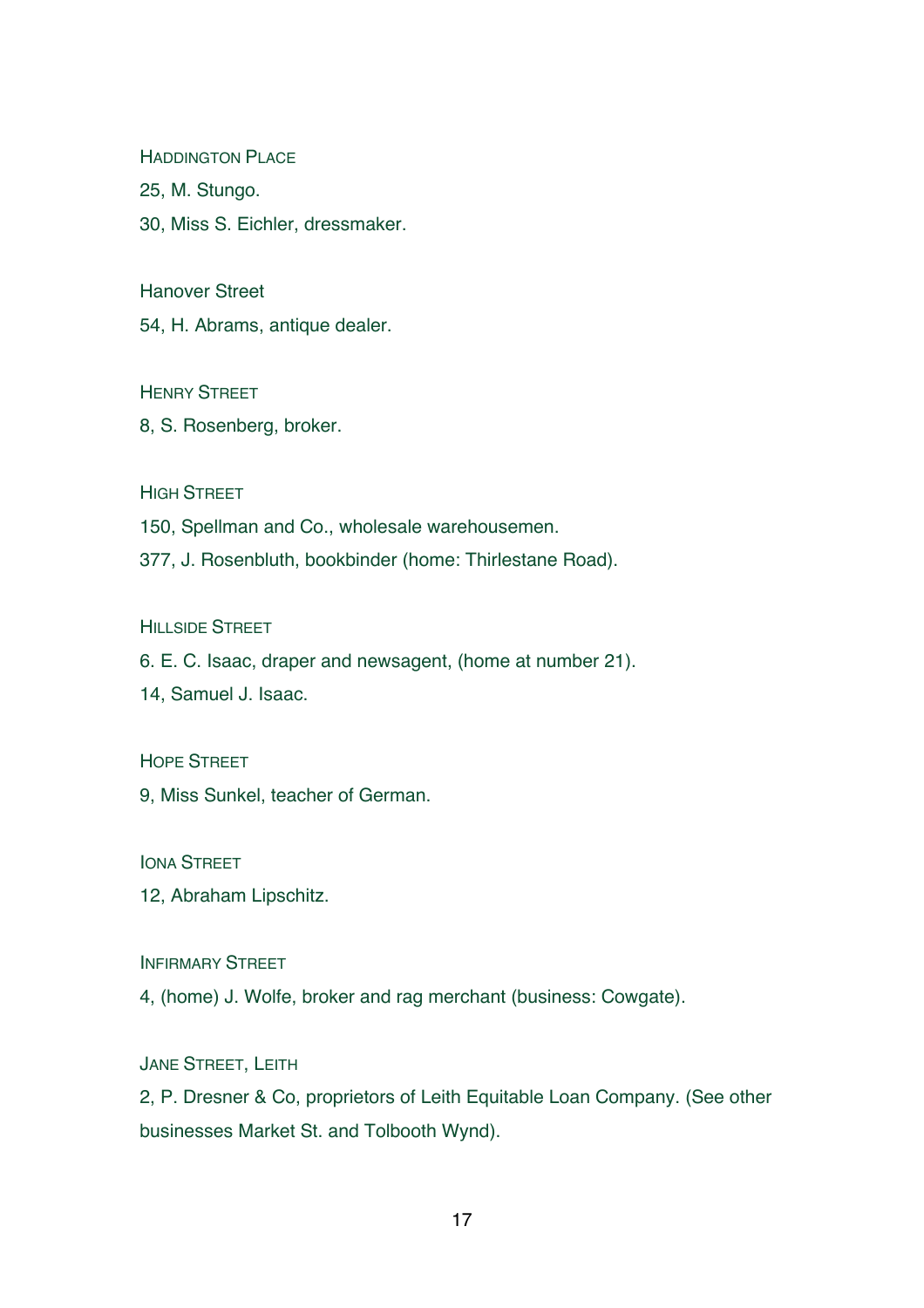Haddington Place

25, M. Stungo.

30, Miss S. Eichler, dressmaker.

Hanover Street

54, H. Abrams, antique dealer.

Henry Street

8, S. Rosenberg, broker.

High Street

150, Spellman and Co., wholesale warehousemen.

377, J. Rosenbluth, bookbinder (home: Thirlestane Road).

Hillside Street

6. E. C. Isaac, draper and newsagent, (home at number 21).

14, Samuel J. Isaac.

Hope Street

9, Miss Sunkel, teacher of German.

Iona Street

12, Abraham Lipschitz.

Infirmary Street

4, (home) J. Wolfe, broker and rag merchant (business: Cowgate).

Jane Street, Leith

2, P. Dresner & Co, proprietors of Leith Equitable Loan Company. (See other businesses Market St. and Tolbooth Wynd).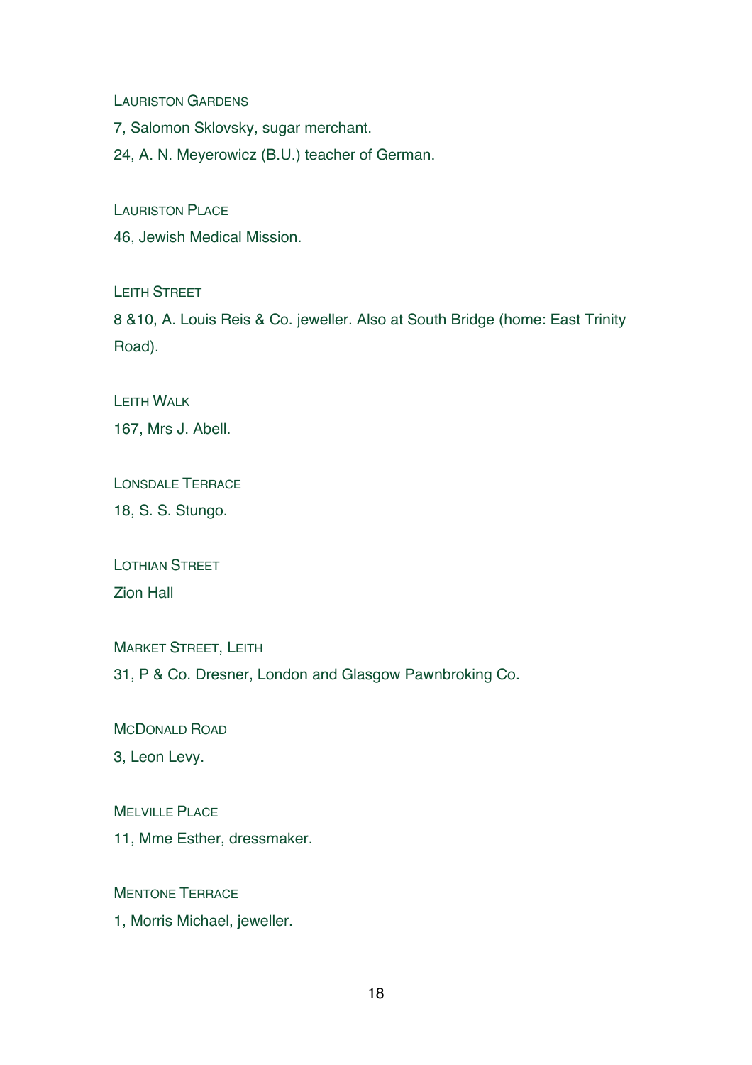LAURISTON GARDENS

7, Salomon Sklovsky, sugar merchant.

24, A. N. Meyerowicz (B.U.) teacher of German.

LAURISTON PLACE

46, Jewish Medical Mission.

LEITH STREET

8 &10, A. Louis Reis & Co. jeweller. Also at South Bridge (home: East Trinity Road).

LEITH WALK

167, Mrs J. Abell.

LONSDALE TERRACE

18, S. S. Stungo.

LOTHIAN STREET

Zion Hall

MARKET STREET, LEITH

31, P & Co. Dresner, London and Glasgow Pawnbroking Co.

MCDONALD ROAD

3, Leon Levy.

MELVILLE PLACE

11, Mme Esther, dressmaker.

MENTONE TERRACE

1, Morris Michael, jeweller.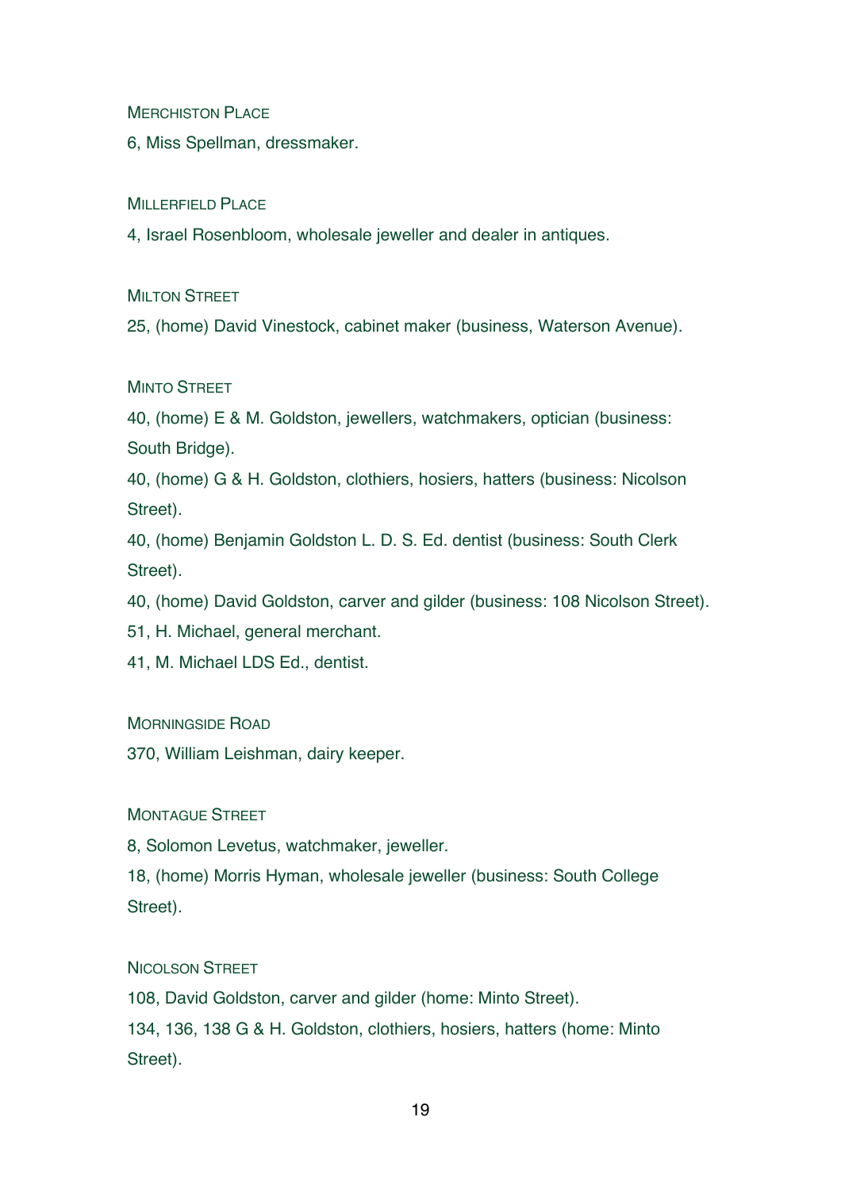### Merchiston Place

6, Miss Spellman, dressmaker.

### Millerfield Place

4, Israel Rosenbloom, wholesale jeweller and dealer in antiques.

### Milton Street

25, (home) David Vinestock, cabinet maker (business, Waterson Avenue).

### Minto Street

40, (home) E & M. Goldston, jewellers, watchmakers, optician (business: South Bridge).

40, (home) G & H. Goldston, clothiers, hosiers, hatters (business: Nicolson Street).

40, (home) Benjamin Goldston L. D. S. Ed. dentist (business: South Clerk Street).

40, (home) David Goldston, carver and gilder (business: 108 Nicolson Street).

51, H. Michael, general merchant.

41, M. Michael LDS Ed., dentist.

### Morningside Road

370, William Leishman, dairy keeper.

### Montague Street

8, Solomon Levetus, watchmaker, jeweller.

18, (home) Morris Hyman, wholesale jeweller (business: South College Street).

### Nicolson Street

108, David Goldston, carver and gilder (home: Minto Street).

134, 136, 138 G & H. Goldston, clothiers, hosiers, hatters (home: Minto Street).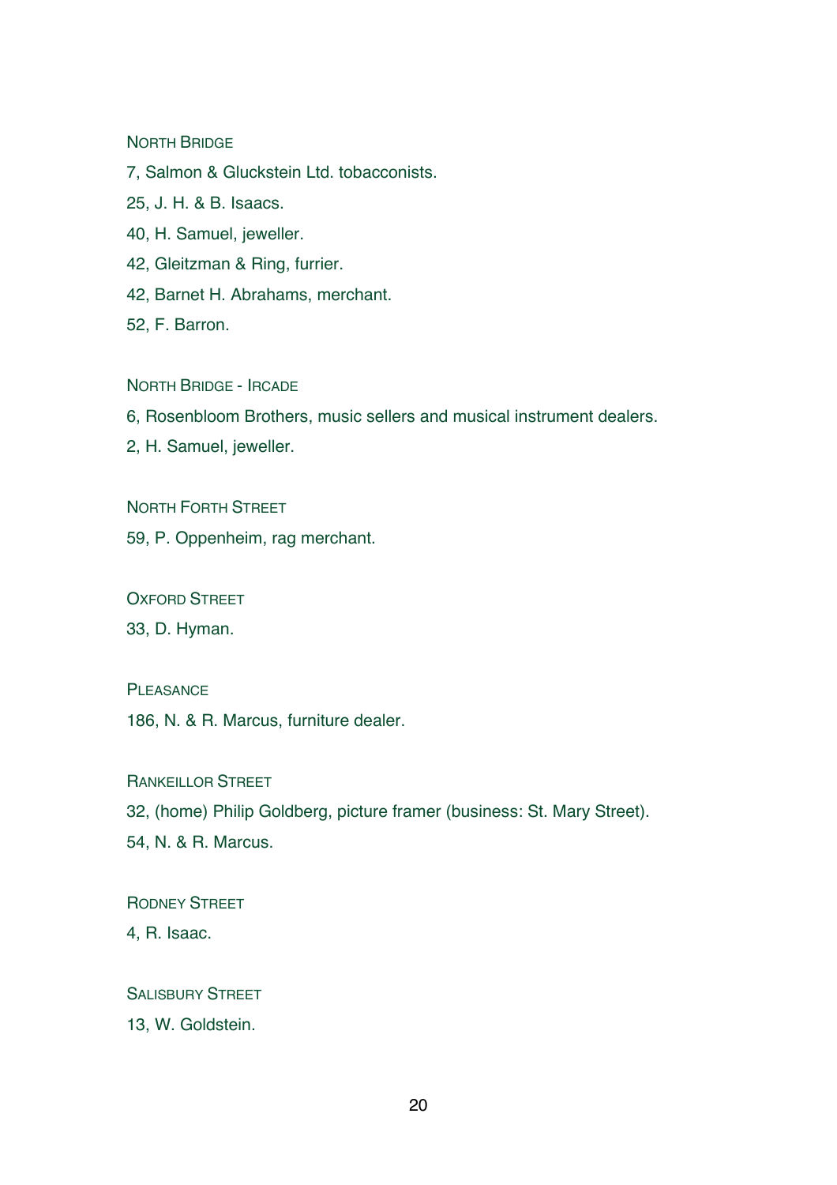### North Bridge

7, Salmon & Gluckstein Ltd. tobacconists.

25, J. H. & B. Isaacs.

40, H. Samuel, jeweller.

42, Gleitzman & Ring, furrier.

42, Barnet H. Abrahams, merchant.

52, F. Barron.

### North Bridge - Ircade

6, Rosenbloom Brothers, music sellers and musical instrument dealers.

2, H. Samuel, jeweller.

### North Forth Street

59, P. Oppenheim, rag merchant.

### Oxford Street

33, D. Hyman.

### Pleasance

186, N. & R. Marcus, furniture dealer.

### Rankeillor Street

32, (home) Philip Goldberg, picture framer (business: St. Mary Street).

54, N. & R. Marcus.

### Rodney Street

4, R. Isaac.

### Salisbury Street

13, W. Goldstein.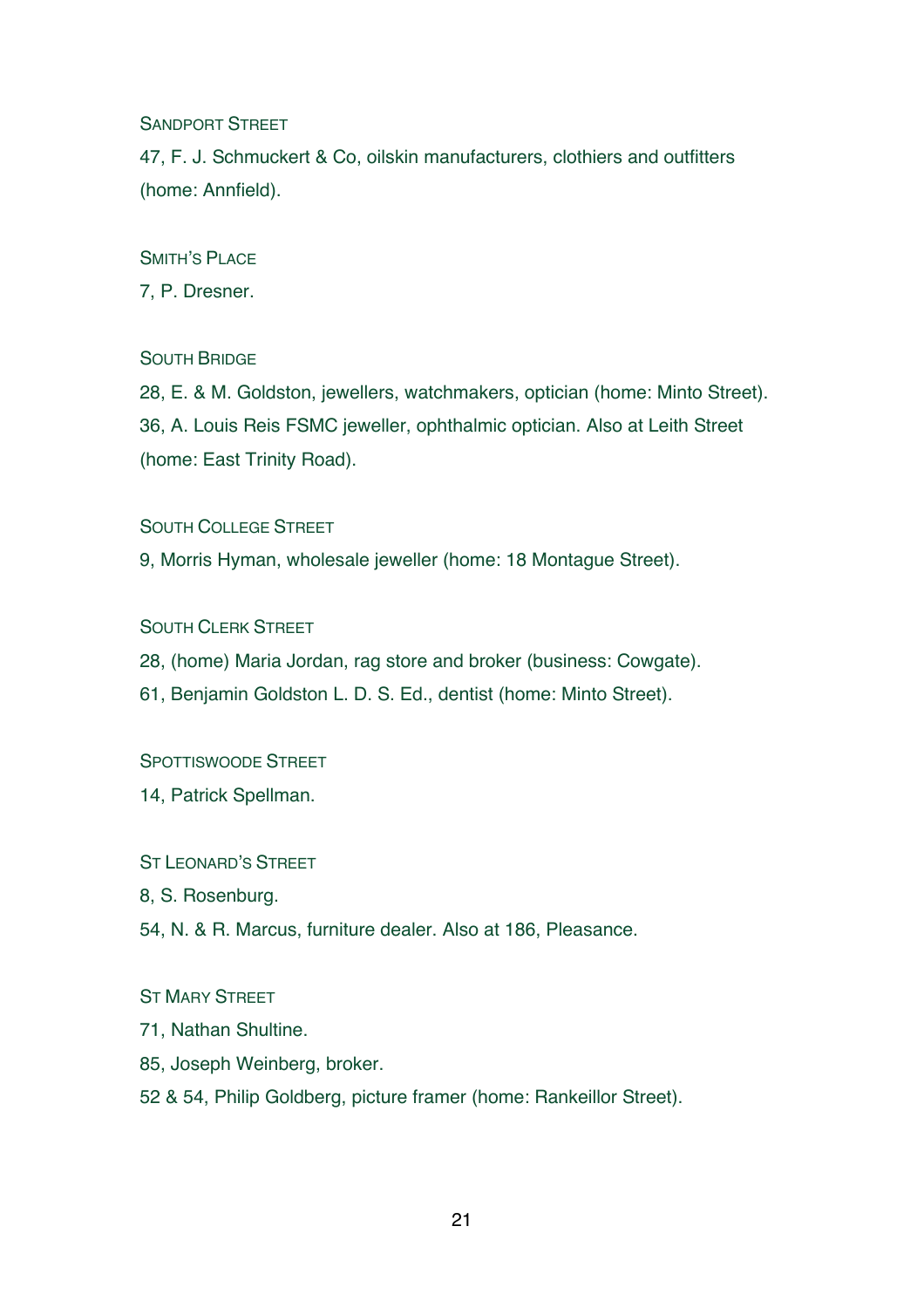### Sandport Street

47, F. J. Schmuckert & Co, oilskin manufacturers, clothiers and outfitters (home: Annfield).

### Smith's Place

7, P. Dresner.

### South Bridge

28, E. & M. Goldston, jewellers, watchmakers, optician (home: Minto Street).
36, A. Louis Reis FSMC jeweller, ophthalmic optician. Also at Leith Street (home: East Trinity Road).

### South College Street

9, Morris Hyman, wholesale jeweller (home: 18 Montague Street).

### South Clerk Street

28, (home) Maria Jordan, rag store and broker (business: Cowgate).
61, Benjamin Goldston L. D. S. Ed., dentist (home: Minto Street).

### Spottiswoode Street

14, Patrick Spellman.

### St Leonard's Street

8, S. Rosenburg.
54, N. & R. Marcus, furniture dealer. Also at 186, Pleasance.

### St Mary Street

71, Nathan Shultine.
85, Joseph Weinberg, broker.
52 & 54, Philip Goldberg, picture framer (home: Rankeillor Street).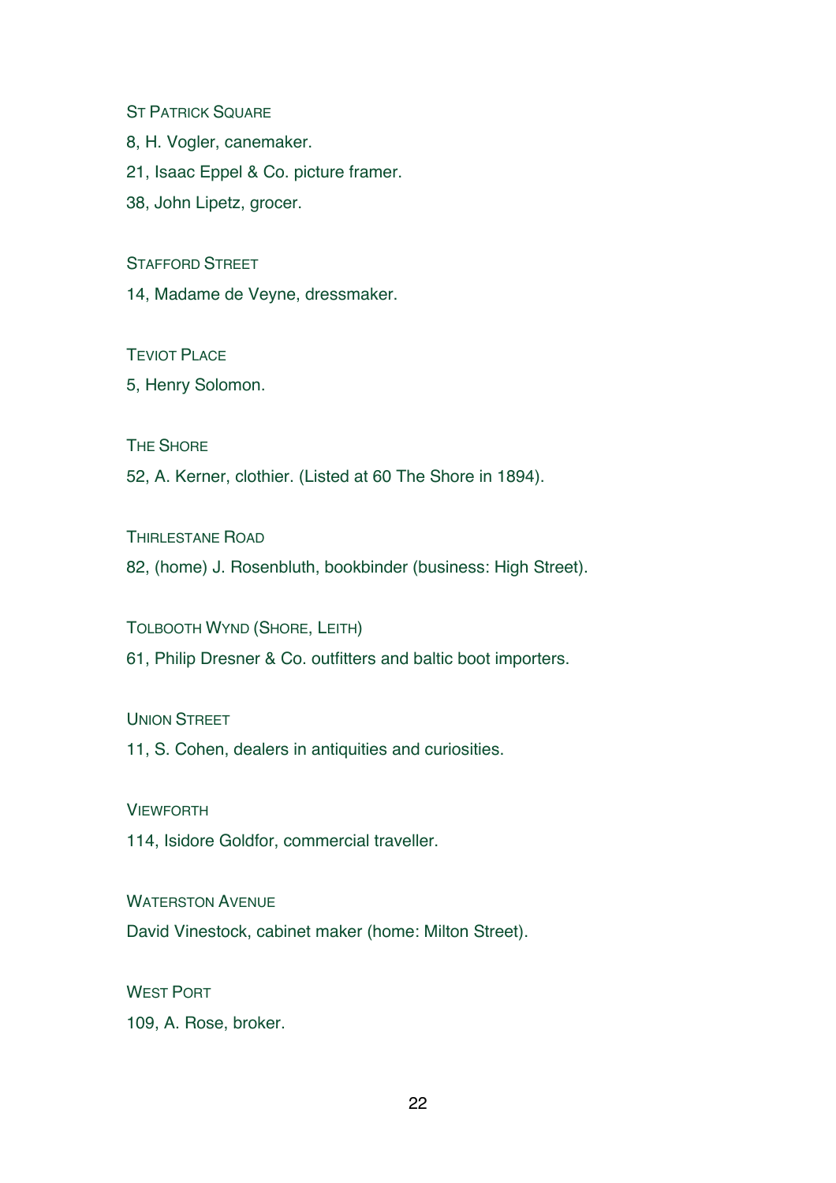### St Patrick Square

8, H. Vogler, canemaker.

21, Isaac Eppel & Co. picture framer.

38, John Lipetz, grocer.

### Stafford Street

14, Madame de Veyne, dressmaker.

### Teviot Place

5, Henry Solomon.

### The Shore

52, A. Kerner, clothier. (Listed at 60 The Shore in 1894).

### Thirlestane Road

82, (home) J. Rosenbluth, bookbinder (business: High Street).

### Tolbooth Wynd (Shore, Leith)

61, Philip Dresner & Co. outfitters and baltic boot importers.

### Union Street

11, S. Cohen, dealers in antiquities and curiosities.

### Viewforth

114, Isidore Goldfor, commercial traveller.

### Waterston Avenue

David Vinestock, cabinet maker (home: Milton Street).

### West Port

109, A. Rose, broker.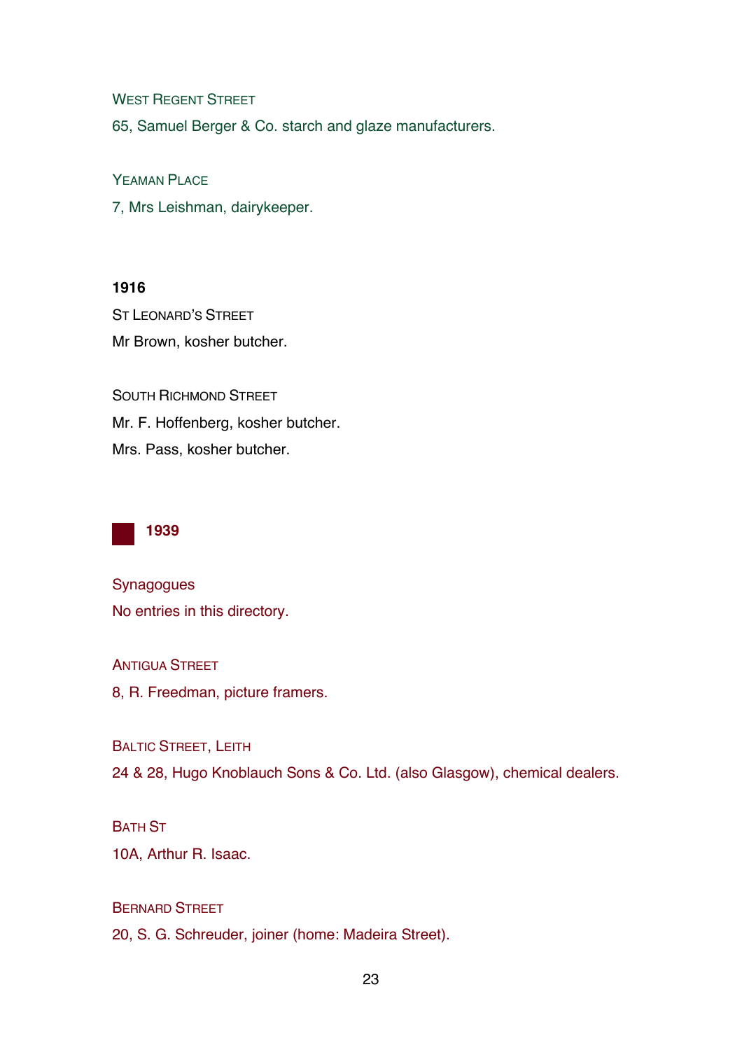West Regent Street

65, Samuel Berger & Co. starch and glaze manufacturers.

Yeaman Place

7, Mrs Leishman, dairykeeper.

**1916**

St Leonard's Street

Mr Brown, kosher butcher.

South Richmond Street

Mr. F. Hoffenberg, kosher butcher.

Mrs. Pass, kosher butcher.

## 1939

Synagogues

No entries in this directory.

Antigua Street

8, R. Freedman, picture framers.

Baltic Street, Leith

24 & 28, Hugo Knoblauch Sons & Co. Ltd. (also Glasgow), chemical dealers.

Bath St

10A, Arthur R. Isaac.

Bernard Street

20, S. G. Schreuder, joiner (home: Madeira Street).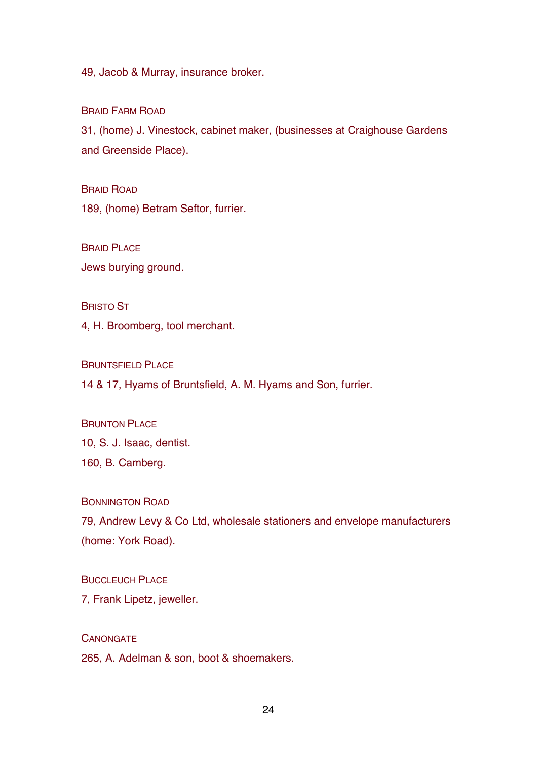49, Jacob & Murray, insurance broker.

Braid Farm Road

31, (home) J. Vinestock, cabinet maker, (businesses at Craighouse Gardens and Greenside Place).

Braid Road

189, (home) Betram Seftor, furrier.

Braid Place

Jews burying ground.

Bristo St

4, H. Broomberg, tool merchant.

Bruntsfield Place

14 & 17, Hyams of Bruntsfield, A. M. Hyams and Son, furrier.

Brunton Place

10, S. J. Isaac, dentist.

160, B. Camberg.

Bonnington Road

79, Andrew Levy & Co Ltd, wholesale stationers and envelope manufacturers (home: York Road).

Buccleuch Place

7, Frank Lipetz, jeweller.

Canongate

265, A. Adelman & son, boot & shoemakers.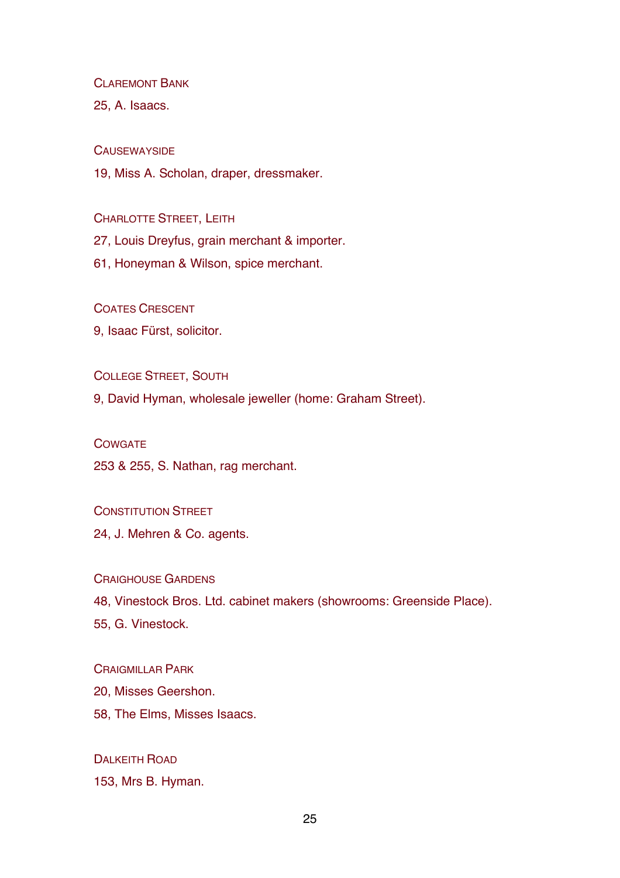### Claremont Bank

25, A. Isaacs.

### Causewayside

19, Miss A. Scholan, draper, dressmaker.

### Charlotte Street, Leith

27, Louis Dreyfus, grain merchant & importer.

61, Honeyman & Wilson, spice merchant.

### Coates Crescent

9, Isaac Fürst, solicitor.

### College Street, South

9, David Hyman, wholesale jeweller (home: Graham Street).

### Cowgate

253 & 255, S. Nathan, rag merchant.

### Constitution Street

24, J. Mehren & Co. agents.

### Craighouse Gardens

48, Vinestock Bros. Ltd. cabinet makers (showrooms: Greenside Place).

55, G. Vinestock.

### Craigmillar Park

20, Misses Geershon.

58, The Elms, Misses Isaacs.

### Dalkeith Road

153, Mrs B. Hyman.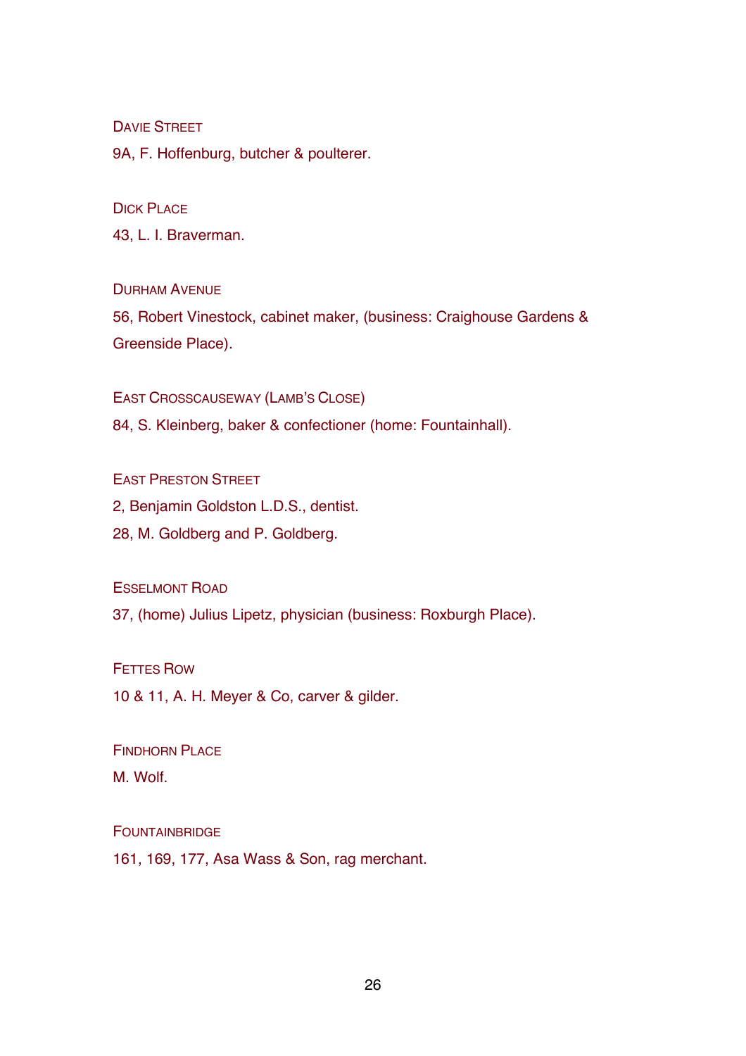Davie Street

9A, F. Hoffenburg, butcher & poulterer.

Dick Place

43, L. I. Braverman.

Durham Avenue

56, Robert Vinestock, cabinet maker, (business: Craighouse Gardens & Greenside Place).

East Crosscauseway (Lamb's Close)

84, S. Kleinberg, baker & confectioner (home: Fountainhall).

East Preston Street

2, Benjamin Goldston L.D.S., dentist.

28, M. Goldberg and P. Goldberg.

Esselmont Road

37, (home) Julius Lipetz, physician (business: Roxburgh Place).

Fettes Row

10 & 11, A. H. Meyer & Co, carver & gilder.

Findhorn Place

M. Wolf.

Fountainbridge

161, 169, 177, Asa Wass & Son, rag merchant.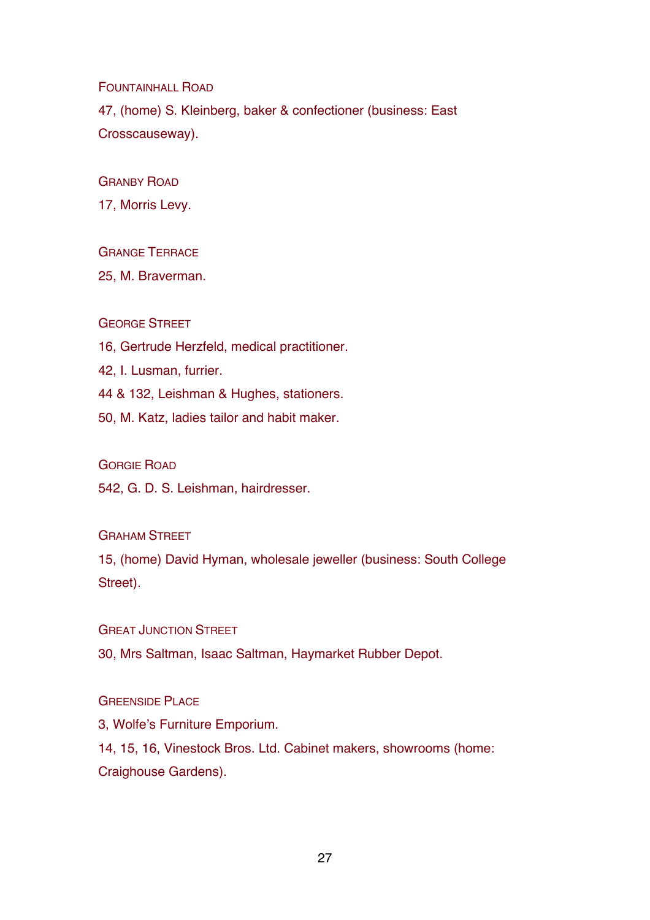FOUNTAINHALL ROAD

47, (home) S. Kleinberg, baker & confectioner (business: East Crosscauseway).

GRANBY ROAD

17, Morris Levy.

GRANGE TERRACE

25, M. Braverman.

GEORGE STREET

16, Gertrude Herzfeld, medical practitioner.

42, I. Lusman, furrier.

44 & 132, Leishman & Hughes, stationers.

50, M. Katz, ladies tailor and habit maker.

GORGIE ROAD

542, G. D. S. Leishman, hairdresser.

GRAHAM STREET

15, (home) David Hyman, wholesale jeweller (business: South College Street).

GREAT JUNCTION STREET

30, Mrs Saltman, Isaac Saltman, Haymarket Rubber Depot.

GREENSIDE PLACE

3, Wolfe's Furniture Emporium.

14, 15, 16, Vinestock Bros. Ltd. Cabinet makers, showrooms (home: Craighouse Gardens).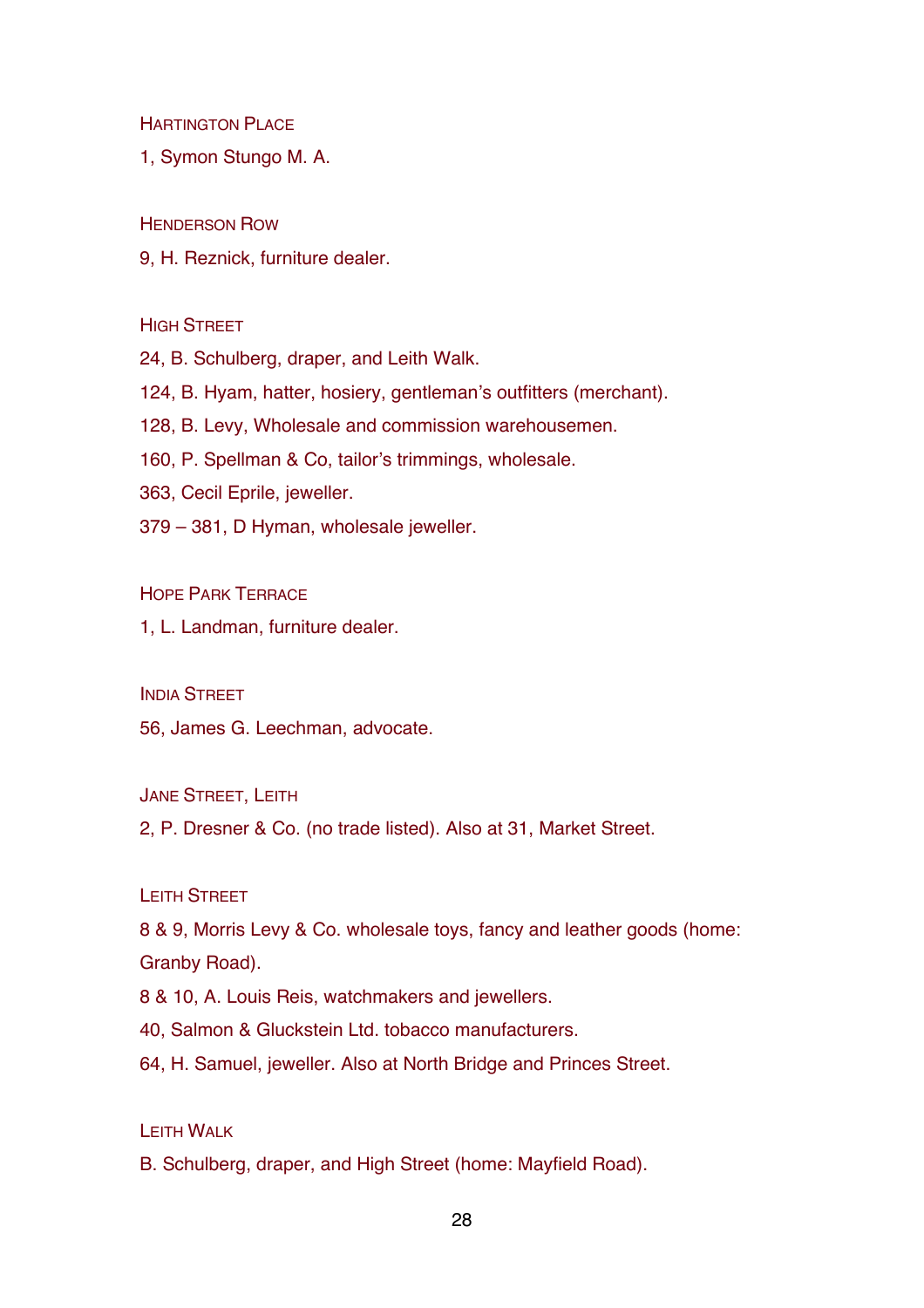### Hartington Place

1, Symon Stungo M. A.

### Henderson Row

9, H. Reznick, furniture dealer.

### High Street

24, B. Schulberg, draper, and Leith Walk.

124, B. Hyam, hatter, hosiery, gentleman's outfitters (merchant).

128, B. Levy, Wholesale and commission warehousemen.

160, P. Spellman & Co, tailor's trimmings, wholesale.

363, Cecil Eprile, jeweller.

379 – 381, D Hyman, wholesale jeweller.

### Hope Park Terrace

1, L. Landman, furniture dealer.

### India Street

56, James G. Leechman, advocate.

### Jane Street, Leith

2, P. Dresner & Co. (no trade listed). Also at 31, Market Street.

### Leith Street

8 & 9, Morris Levy & Co. wholesale toys, fancy and leather goods (home: Granby Road).

8 & 10, A. Louis Reis, watchmakers and jewellers.

40, Salmon & Gluckstein Ltd. tobacco manufacturers.

64, H. Samuel, jeweller. Also at North Bridge and Princes Street.

### Leith Walk

B. Schulberg, draper, and High Street (home: Mayfield Road).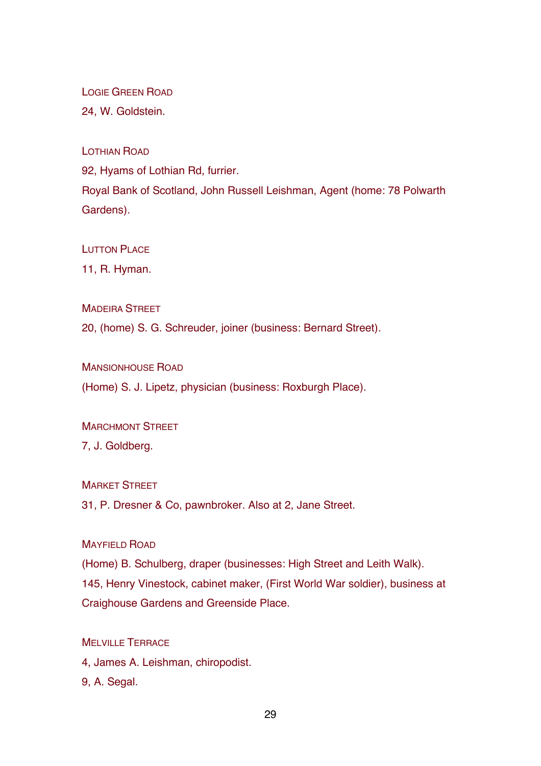LOGIE GREEN ROAD

24, W. Goldstein.

LOTHIAN ROAD

92, Hyams of Lothian Rd, furrier.

Royal Bank of Scotland, John Russell Leishman, Agent (home: 78 Polwarth Gardens).

LUTTON PLACE

11, R. Hyman.

MADEIRA STREET

20, (home) S. G. Schreuder, joiner (business: Bernard Street).

MANSIONHOUSE ROAD

(Home) S. J. Lipetz, physician (business: Roxburgh Place).

MARCHMONT STREET

7, J. Goldberg.

MARKET STREET

31, P. Dresner & Co, pawnbroker. Also at 2, Jane Street.

MAYFIELD ROAD

(Home) B. Schulberg, draper (businesses: High Street and Leith Walk).

145, Henry Vinestock, cabinet maker, (First World War soldier), business at Craighouse Gardens and Greenside Place.

MELVILLE TERRACE

4, James A. Leishman, chiropodist.

9, A. Segal.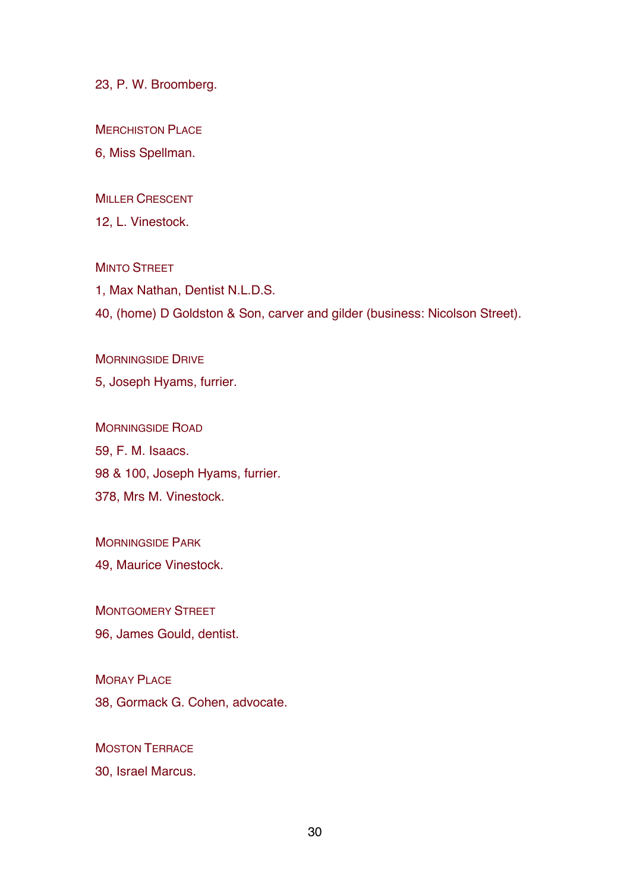23, P. W. Broomberg.

MERCHISTON PLACE

6, Miss Spellman.

MILLER CRESCENT

12, L. Vinestock.

MINTO STREET

1, Max Nathan, Dentist N.L.D.S.

40, (home) D Goldston & Son, carver and gilder (business: Nicolson Street).

MORNINGSIDE DRIVE

5, Joseph Hyams, furrier.

MORNINGSIDE ROAD

59, F. M. Isaacs.

98 & 100, Joseph Hyams, furrier.

378, Mrs M. Vinestock.

MORNINGSIDE PARK

49, Maurice Vinestock.

MONTGOMERY STREET

96, James Gould, dentist.

MORAY PLACE

38, Gormack G. Cohen, advocate.

MOSTON TERRACE

30, Israel Marcus.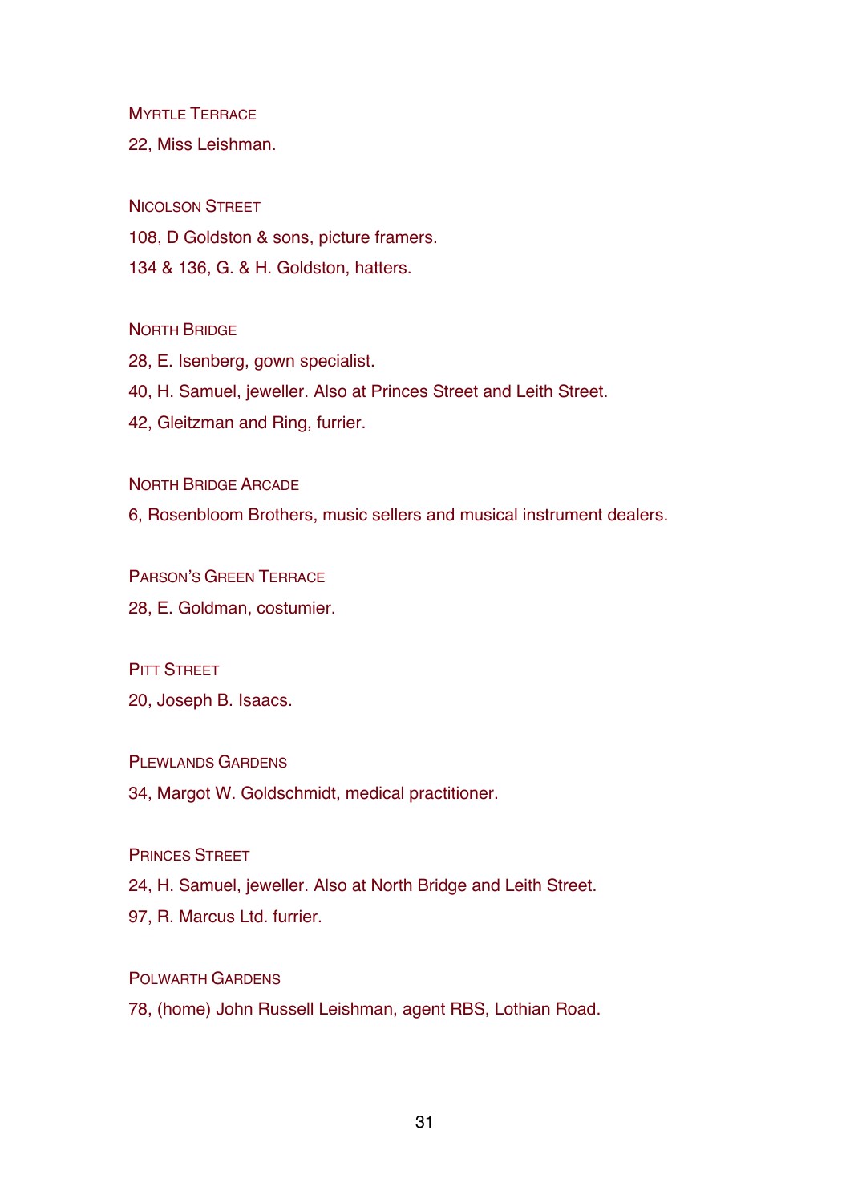### Myrtle Terrace

22, Miss Leishman.

### Nicolson Street

108, D Goldston & sons, picture framers.

134 & 136, G. & H. Goldston, hatters.

### North Bridge

28, E. Isenberg, gown specialist.

40, H. Samuel, jeweller. Also at Princes Street and Leith Street.

42, Gleitzman and Ring, furrier.

### North Bridge Arcade

6, Rosenbloom Brothers, music sellers and musical instrument dealers.

### Parson's Green Terrace

28, E. Goldman, costumier.

### Pitt Street

20, Joseph B. Isaacs.

### Plewlands Gardens

34, Margot W. Goldschmidt, medical practitioner.

### Princes Street

24, H. Samuel, jeweller. Also at North Bridge and Leith Street.

97, R. Marcus Ltd. furrier.

### Polwarth Gardens

78, (home) John Russell Leishman, agent RBS, Lothian Road.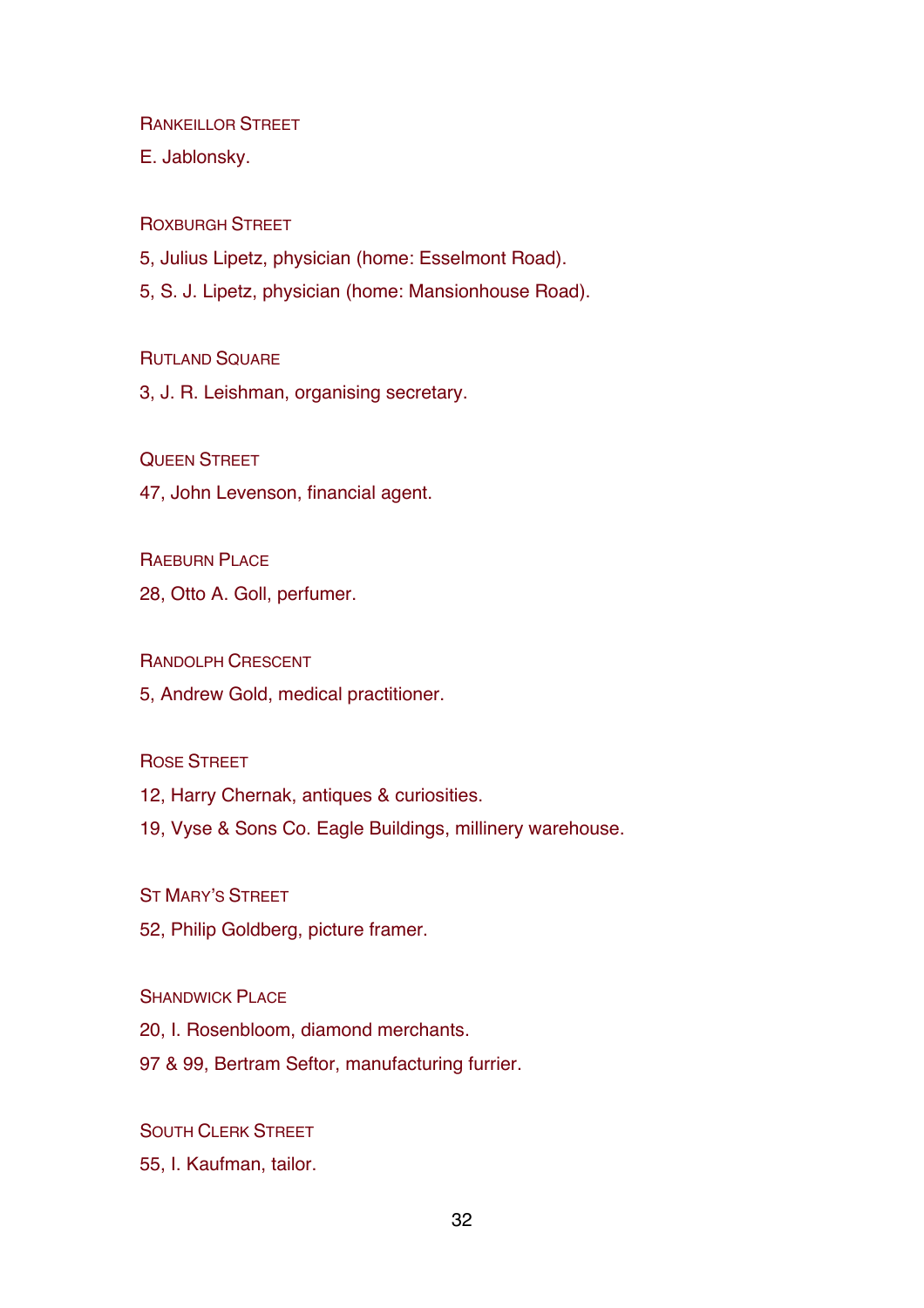Rankeillor Street

E. Jablonsky.

Roxburgh Street

5, Julius Lipetz, physician (home: Esselmont Road).

5, S. J. Lipetz, physician (home: Mansionhouse Road).

Rutland Square

3, J. R. Leishman, organising secretary.

Queen Street

47, John Levenson, financial agent.

Raeburn Place

28, Otto A. Goll, perfumer.

Randolph Crescent

5, Andrew Gold, medical practitioner.

Rose Street

12, Harry Chernak, antiques & curiosities.

19, Vyse & Sons Co. Eagle Buildings, millinery warehouse.

St Mary's Street

52, Philip Goldberg, picture framer.

Shandwick Place

20, I. Rosenbloom, diamond merchants.

97 & 99, Bertram Seftor, manufacturing furrier.

South Clerk Street

55, I. Kaufman, tailor.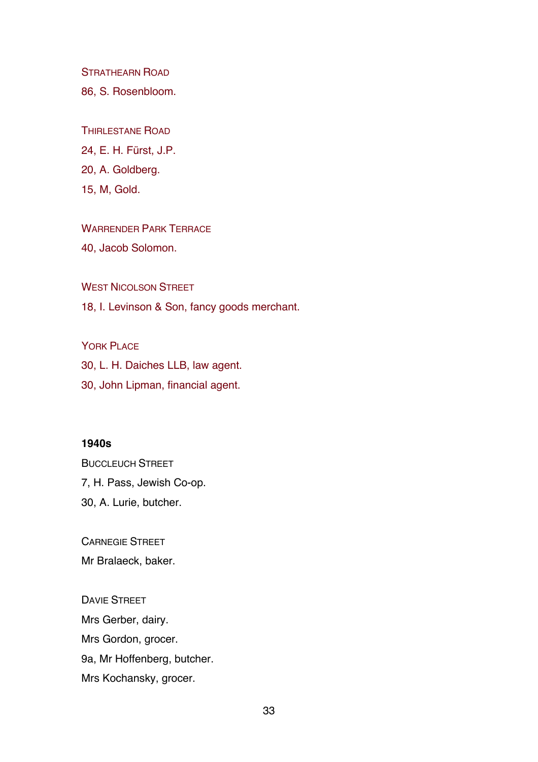Strathearn Road

86, S. Rosenbloom.

Thirlestane Road

24, E. H. Fürst, J.P.

20, A. Goldberg.

15, M, Gold.

Warrender Park Terrace

40, Jacob Solomon.

West Nicolson Street

18, I. Levinson & Son, fancy goods merchant.

York Place

30, L. H. Daiches LLB, law agent.

30, John Lipman, financial agent.

**1940s**

Buccleuch Street

7, H. Pass, Jewish Co-op.

30, A. Lurie, butcher.

Carnegie Street

Mr Bralaeck, baker.

Davie Street

Mrs Gerber, dairy.

Mrs Gordon, grocer.

9a, Mr Hoffenberg, butcher.

Mrs Kochansky, grocer.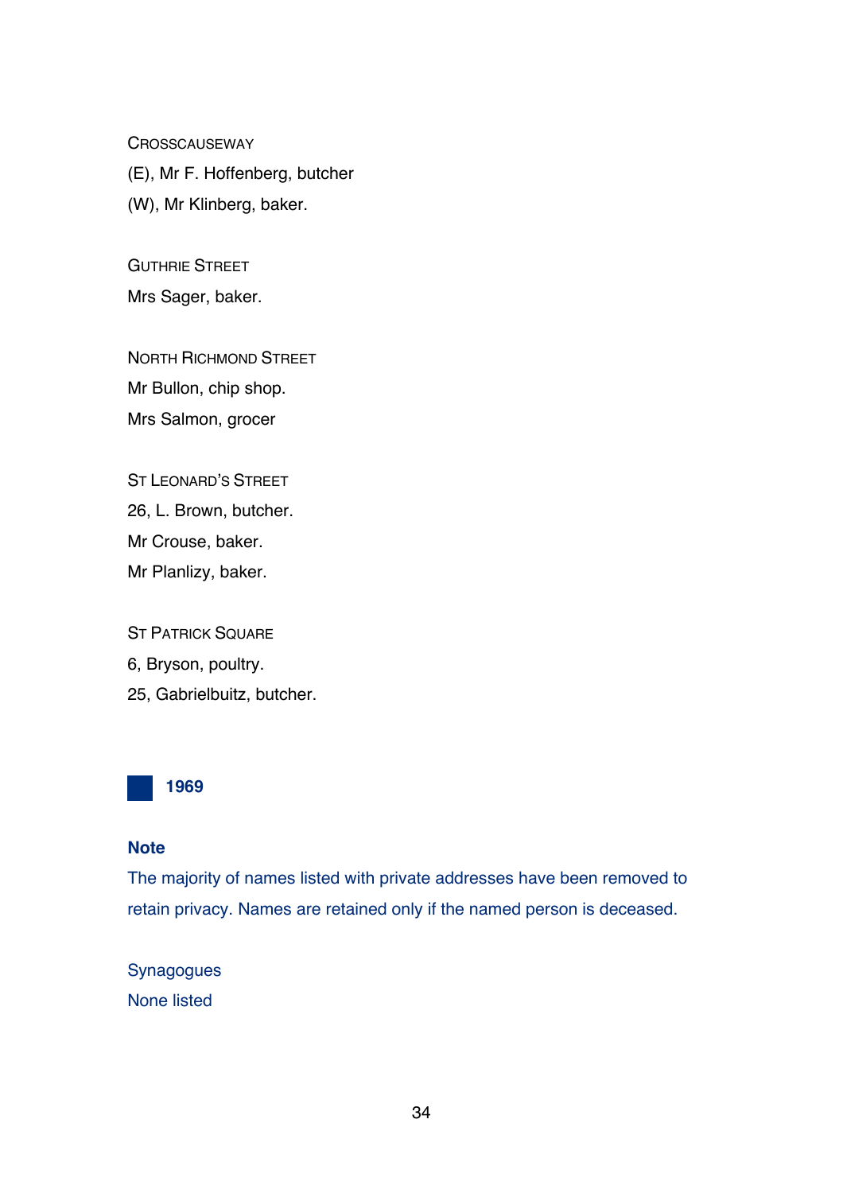CROSSCAUSEWAY

(E), Mr F. Hoffenberg, butcher

(W), Mr Klinberg, baker.

GUTHRIE STREET

Mrs Sager, baker.

NORTH RICHMOND STREET

Mr Bullon, chip shop.

Mrs Salmon, grocer

ST LEONARD'S STREET

26, L. Brown, butcher.

Mr Crouse, baker.

Mr Planlizy, baker.

ST PATRICK SQUARE

6, Bryson, poultry.

25, Gabrielbuitz, butcher.

## 1969

**Note**

The majority of names listed with private addresses have been removed to retain privacy. Names are retained only if the named person is deceased.

Synagogues

None listed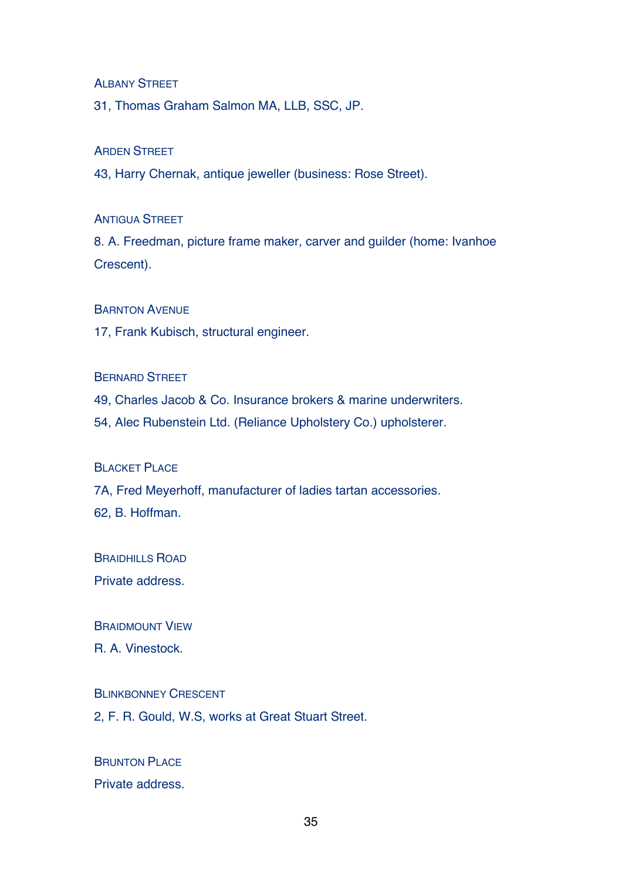Albany Street

31, Thomas Graham Salmon MA, LLB, SSC, JP.

Arden Street

43, Harry Chernak, antique jeweller (business: Rose Street).

Antigua Street

8. A. Freedman, picture frame maker, carver and guilder (home: Ivanhoe Crescent).

Barnton Avenue

17, Frank Kubisch, structural engineer.

Bernard Street

49, Charles Jacob & Co. Insurance brokers & marine underwriters.

54, Alec Rubenstein Ltd. (Reliance Upholstery Co.) upholsterer.

Blacket Place

7A, Fred Meyerhoff, manufacturer of ladies tartan accessories.

62, B. Hoffman.

Braidhills Road

Private address.

Braidmount View

R. A. Vinestock.

Blinkbonney Crescent

2, F. R. Gould, W.S, works at Great Stuart Street.

Brunton Place

Private address.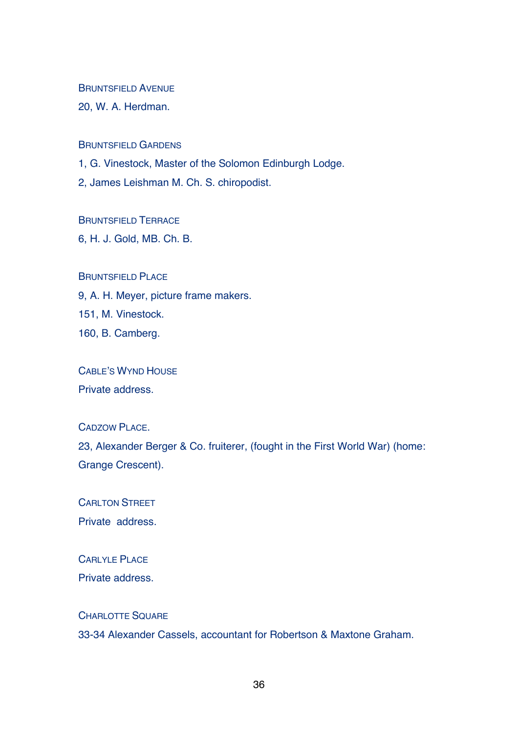### Bruntsfield Avenue

20, W. A. Herdman.

### Bruntsfield Gardens

1, G. Vinestock, Master of the Solomon Edinburgh Lodge.

2, James Leishman M. Ch. S. chiropodist.

### Bruntsfield Terrace

6, H. J. Gold, MB. Ch. B.

### Bruntsfield Place

9, A. H. Meyer, picture frame makers.

151, M. Vinestock.

160, B. Camberg.

### Cable's Wynd House

Private address.

### Cadzow Place.

23, Alexander Berger & Co. fruiterer, (fought in the First World War) (home: Grange Crescent).

### Carlton Street

Private address.

### Carlyle Place

Private address.

### Charlotte Square

33-34 Alexander Cassels, accountant for Robertson & Maxtone Graham.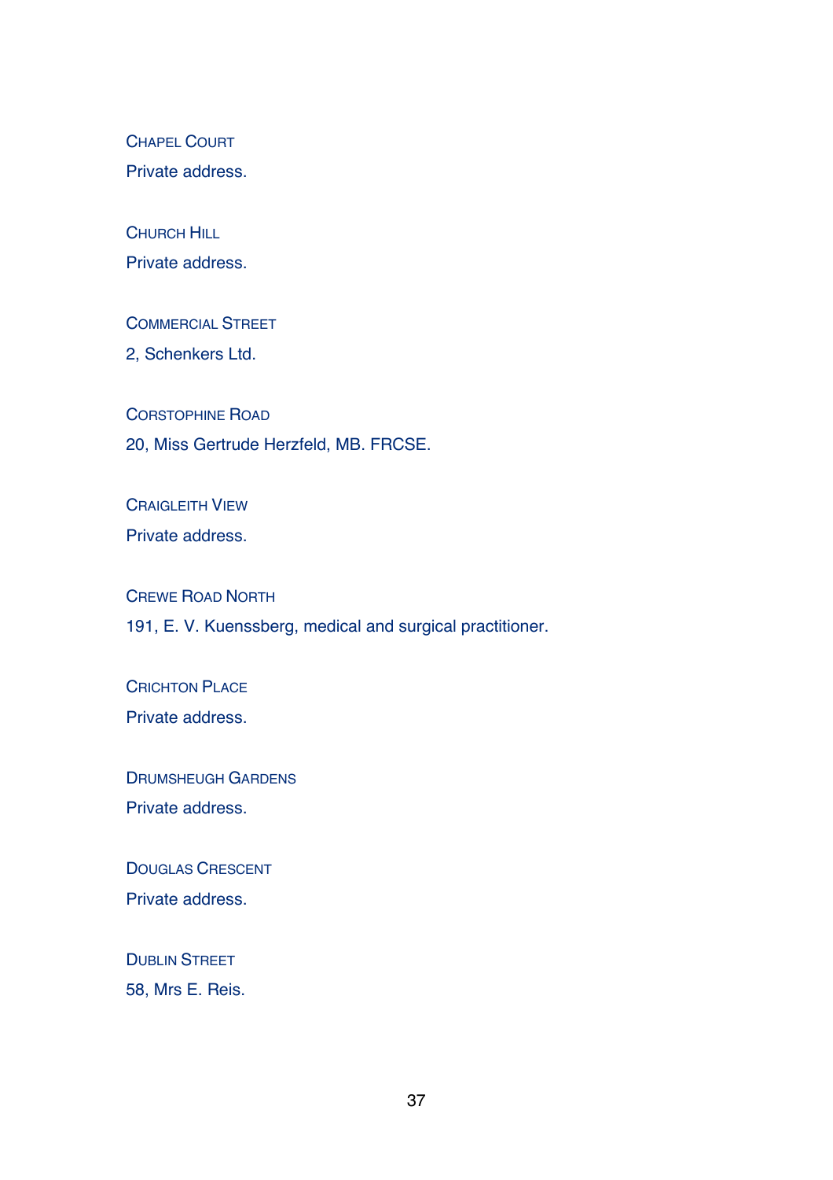Chapel Court

Private address.

Church Hill

Private address.

Commercial Street

2, Schenkers Ltd.

Corstophine Road

20, Miss Gertrude Herzfeld, MB. FRCSE.

Craigleith View

Private address.

Crewe Road North

191, E. V. Kuenssberg, medical and surgical practitioner.

Crichton Place

Private address.

Drumsheugh Gardens

Private address.

Douglas Crescent

Private address.

Dublin Street

58, Mrs E. Reis.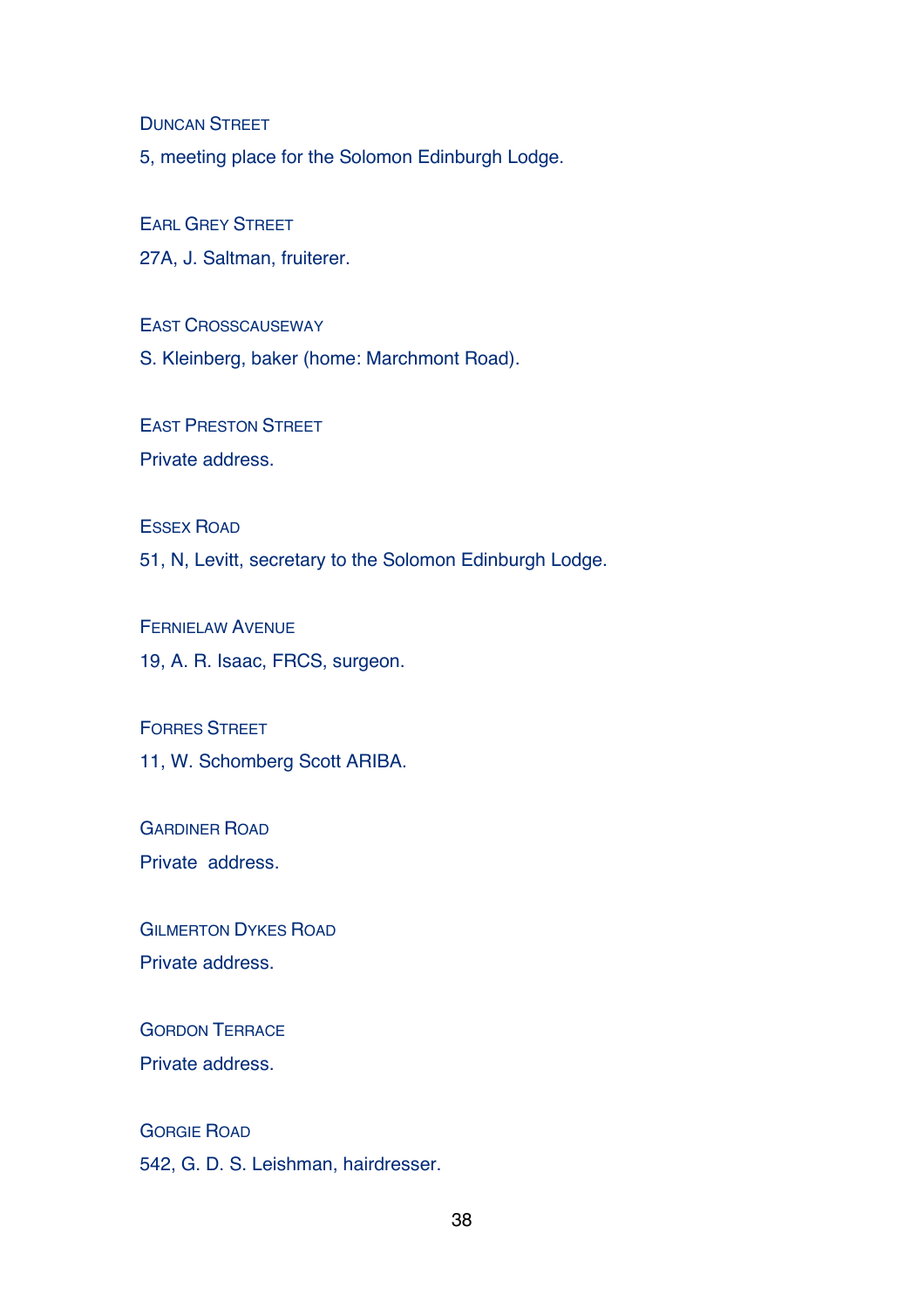Duncan Street

5, meeting place for the Solomon Edinburgh Lodge.

Earl Grey Street

27A, J. Saltman, fruiterer.

East Crosscauseway

S. Kleinberg, baker (home: Marchmont Road).

East Preston Street

Private address.

Essex Road

51, N, Levitt, secretary to the Solomon Edinburgh Lodge.

Fernielaw Avenue

19, A. R. Isaac, FRCS, surgeon.

Forres Street

11, W. Schomberg Scott ARIBA.

Gardiner Road

Private  address.

Gilmerton Dykes Road

Private address.

Gordon Terrace

Private address.

Gorgie Road

542, G. D. S. Leishman, hairdresser.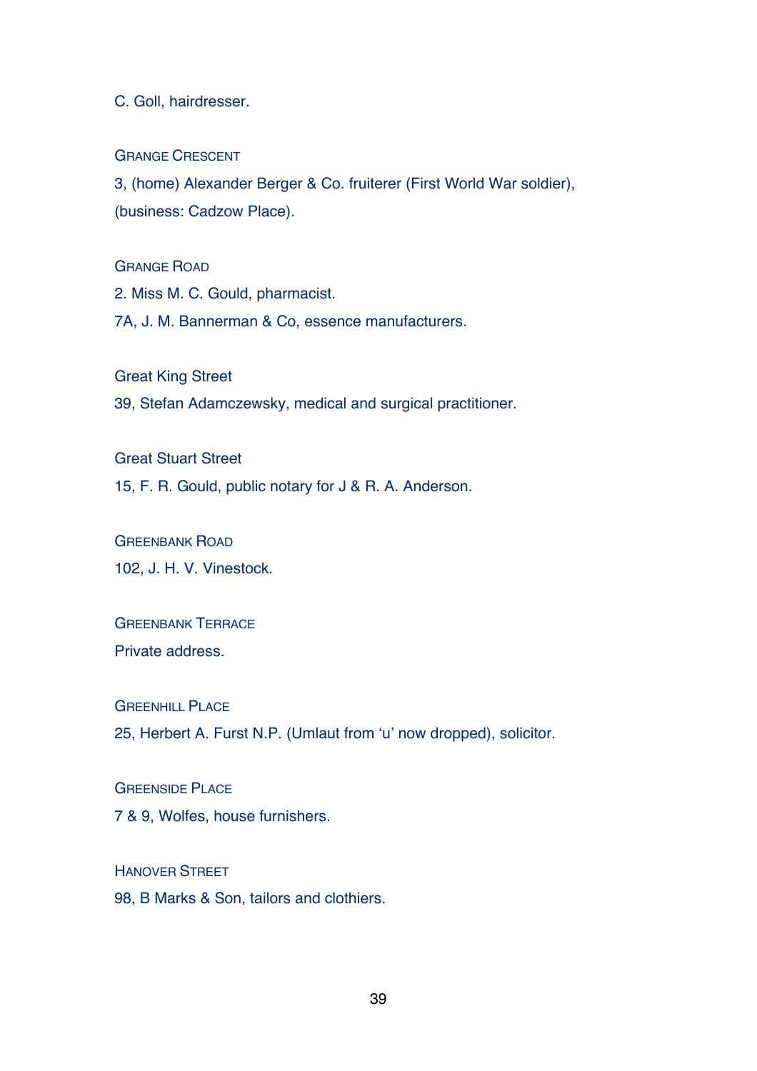C. Goll, hairdresser.

GRANGE CRESCENT

3, (home) Alexander Berger & Co. fruiterer (First World War soldier), (business: Cadzow Place).

GRANGE ROAD

2. Miss M. C. Gould, pharmacist.

7A, J. M. Bannerman & Co, essence manufacturers.

Great King Street

39, Stefan Adamczewsky, medical and surgical practitioner.

Great Stuart Street

15, F. R. Gould, public notary for J & R. A. Anderson.

GREENBANK ROAD

102, J. H. V. Vinestock.

GREENBANK TERRACE

Private address.

GREENHILL PLACE

25, Herbert A. Furst N.P. (Umlaut from 'u' now dropped), solicitor.

GREENSIDE PLACE

7 & 9, Wolfes, house furnishers.

HANOVER STREET

98, B Marks & Son, tailors and clothiers.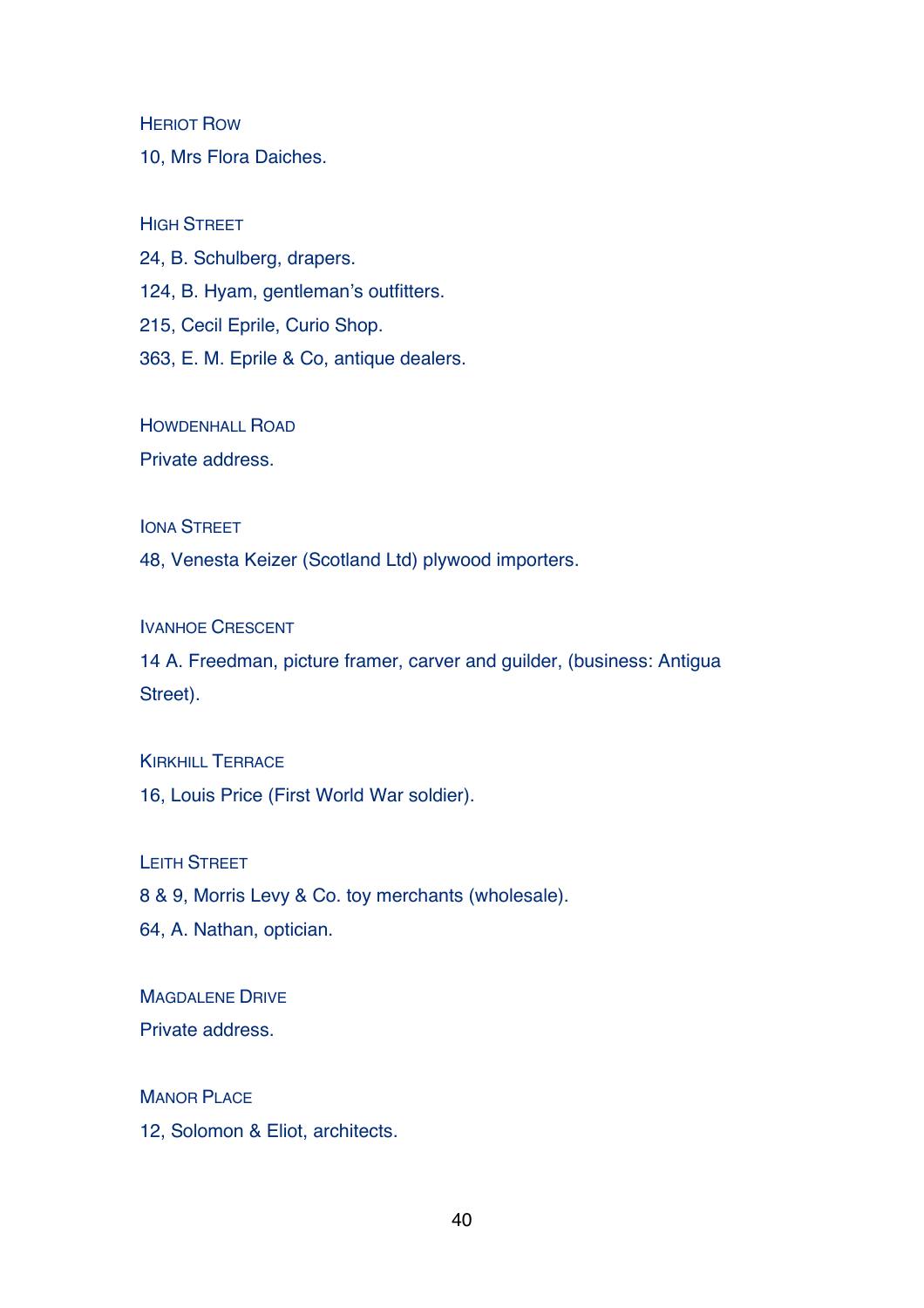Heriot Row

10, Mrs Flora Daiches.

High Street

24, B. Schulberg, drapers.

124, B. Hyam, gentleman's outfitters.

215, Cecil Eprile, Curio Shop.

363, E. M. Eprile & Co, antique dealers.

Howdenhall Road

Private address.

Iona Street

48, Venesta Keizer (Scotland Ltd) plywood importers.

Ivanhoe Crescent

14 A. Freedman, picture framer, carver and guilder, (business: Antigua Street).

Kirkhill Terrace

16, Louis Price (First World War soldier).

Leith Street

8 & 9, Morris Levy & Co. toy merchants (wholesale).

64, A. Nathan, optician.

Magdalene Drive

Private address.

Manor Place

12, Solomon & Eliot, architects.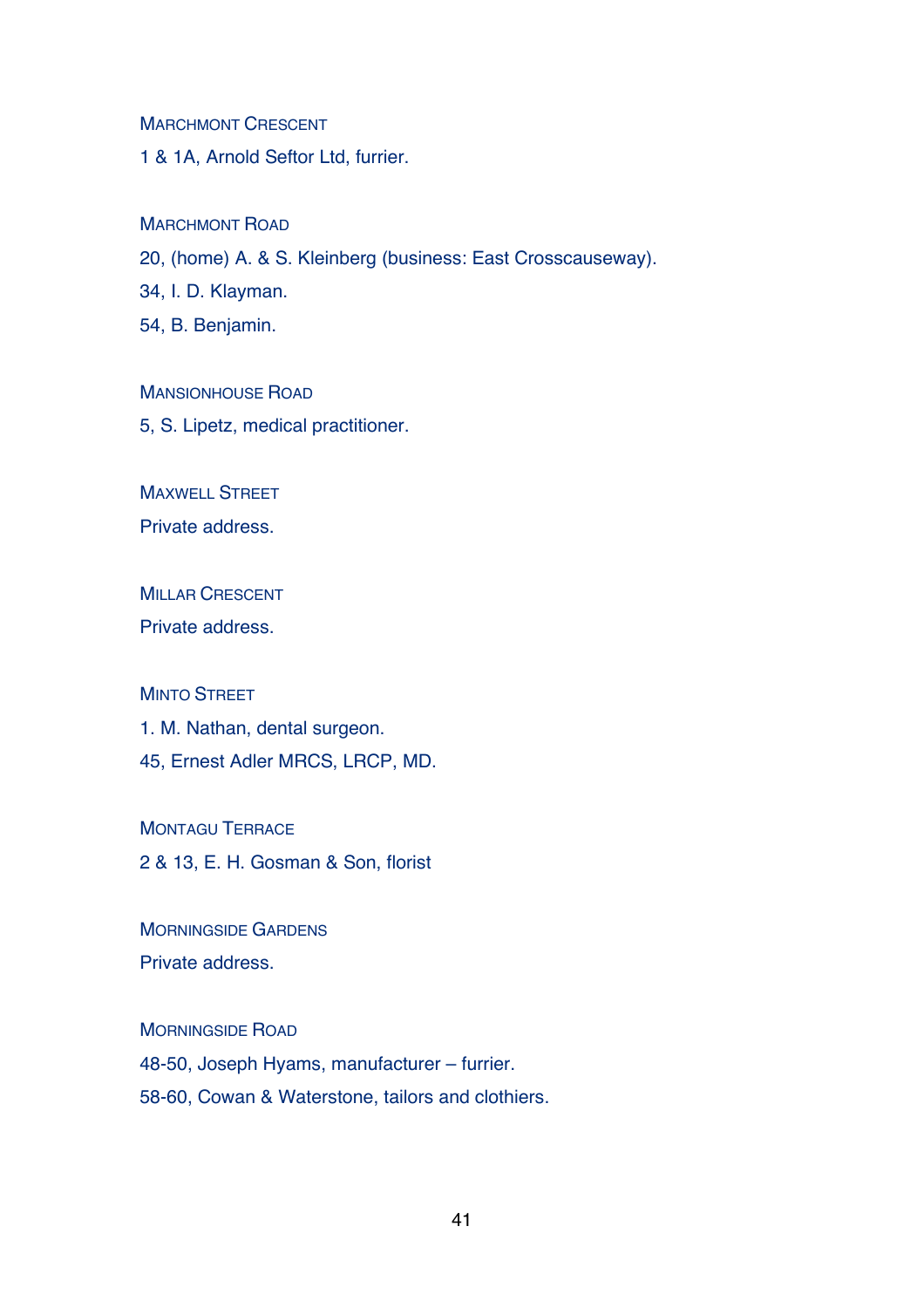Marchmont Crescent

1 & 1A, Arnold Seftor Ltd, furrier.

Marchmont Road

20, (home) A. & S. Kleinberg (business: East Crosscauseway).

34, I. D. Klayman.

54, B. Benjamin.

Mansionhouse Road

5, S. Lipetz, medical practitioner.

Maxwell Street

Private address.

Millar Crescent

Private address.

Minto Street

1. M. Nathan, dental surgeon.

45, Ernest Adler MRCS, LRCP, MD.

Montagu Terrace

2 & 13, E. H. Gosman & Son, florist

Morningside Gardens

Private address.

Morningside Road

48-50, Joseph Hyams, manufacturer – furrier.

58-60, Cowan & Waterstone, tailors and clothiers.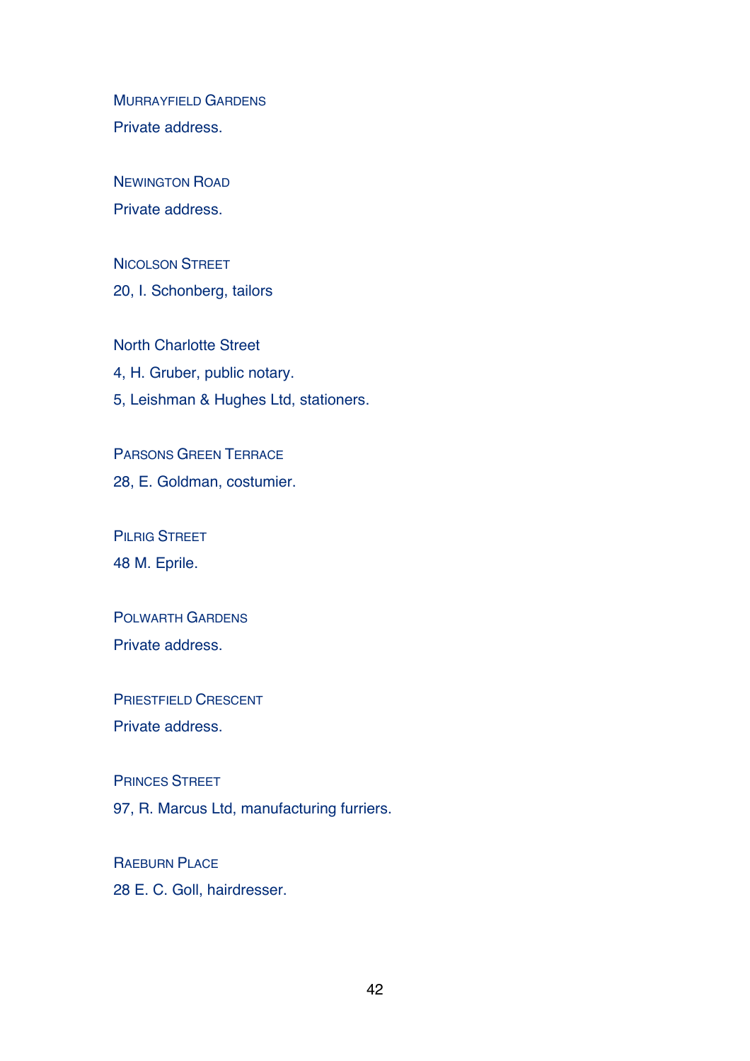Murrayfield Gardens

Private address.

Newington Road

Private address.

Nicolson Street

20, I. Schonberg, tailors

North Charlotte Street

4, H. Gruber, public notary.

5, Leishman & Hughes Ltd, stationers.

Parsons Green Terrace

28, E. Goldman, costumier.

Pilrig Street

48 M. Eprile.

Polwarth Gardens

Private address.

Priestfield Crescent

Private address.

Princes Street

97, R. Marcus Ltd, manufacturing furriers.

Raeburn Place

28 E. C. Goll, hairdresser.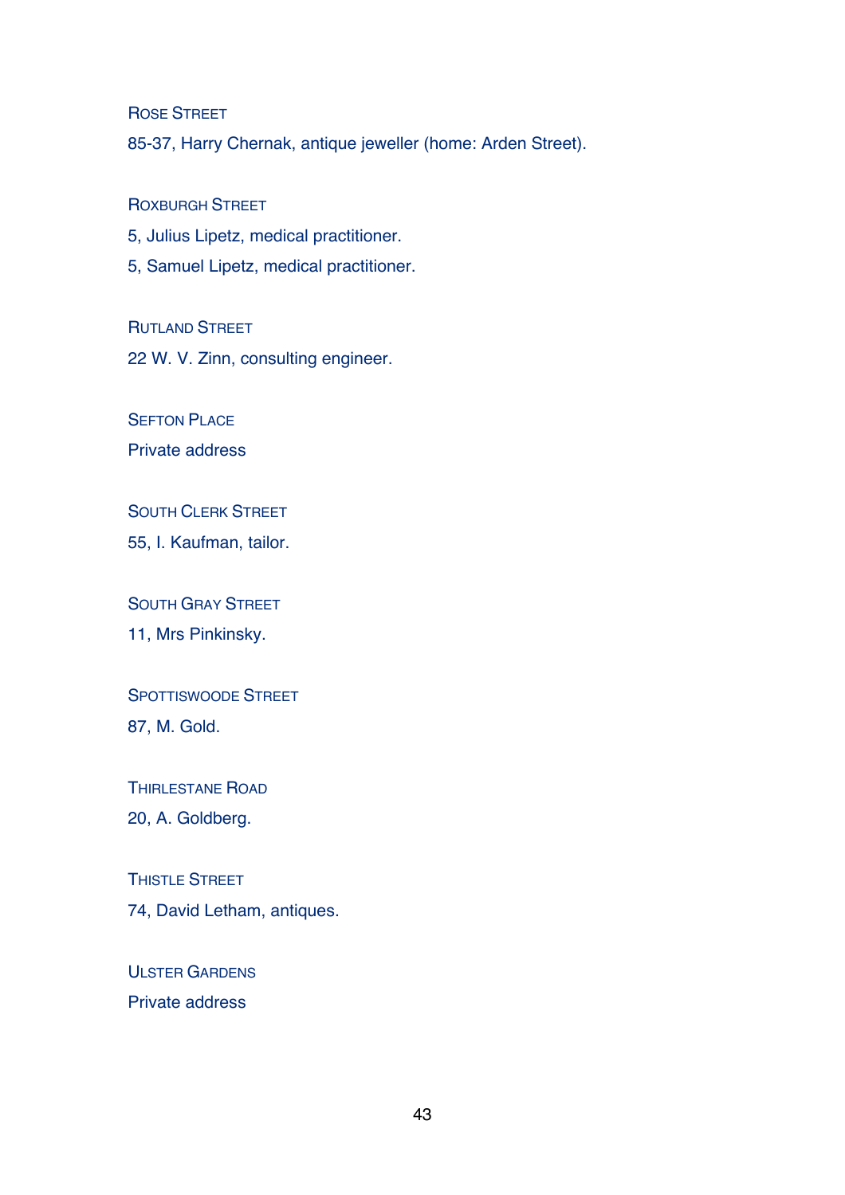### Rose Street

85-37, Harry Chernak, antique jeweller (home: Arden Street).

### Roxburgh Street

5, Julius Lipetz, medical practitioner.

5, Samuel Lipetz, medical practitioner.

### Rutland Street

22 W. V. Zinn, consulting engineer.

### Sefton Place

Private address

### South Clerk Street

55, I. Kaufman, tailor.

### South Gray Street

11, Mrs Pinkinsky.

### Spottiswoode Street

87, M. Gold.

### Thirlestane Road

20, A. Goldberg.

### Thistle Street

74, David Letham, antiques.

### Ulster Gardens

Private address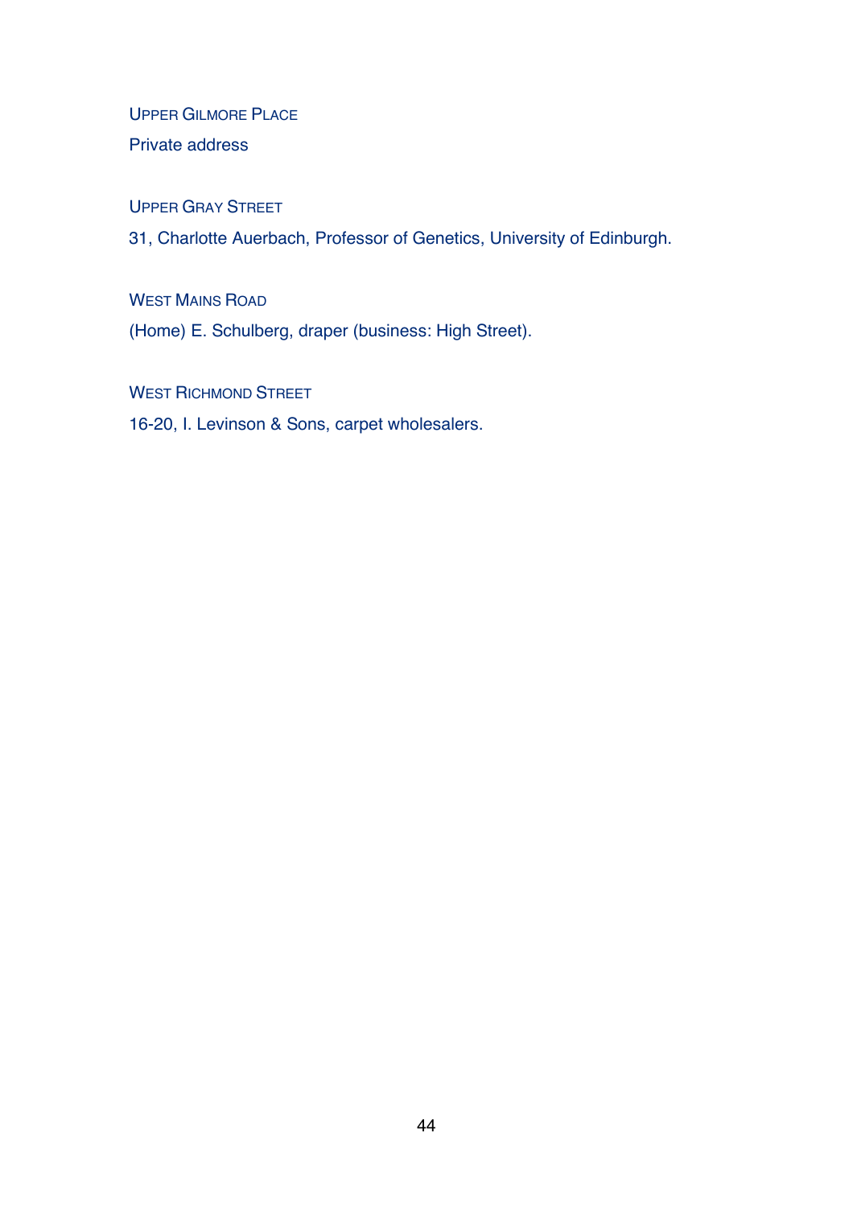### Upper Gilmore Place

Private address

### Upper Gray Street

31, Charlotte Auerbach, Professor of Genetics, University of Edinburgh.

### West Mains Road

(Home) E. Schulberg, draper (business: High Street).

### West Richmond Street

16-20, I. Levinson & Sons, carpet wholesalers.